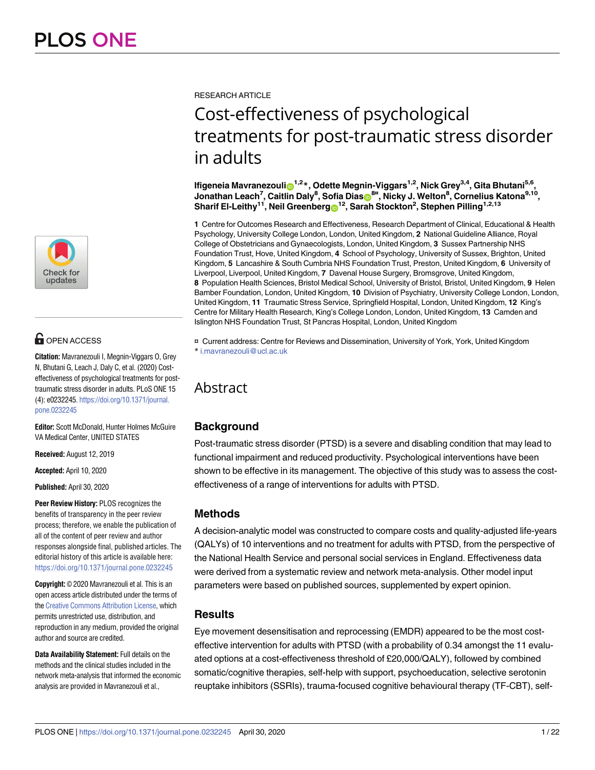RESEARCH ARTICLE

# Cost-effectiveness of psychological treatments for post-traumatic stress disorder in adults

**Ifigeneia Mavranezouli[1,2]\*, Odette Megnin-Viggars[1,2], Nick Grey[3,4], Gita Bhutani[5,6], Jonathan Leach[7], Caitlin Daly[8], Sofia Dias[8¤], Nicky J. Welton[8], Cornelius Katona[9,10], Sharif El-Leithy[11], Neil Greenberg[12], Sarah Stockton[2], Stephen Pilling[1,2,13]**

**1** Centre for Outcomes Research and Effectiveness, Research Department of Clinical, Educational & Health Psychology, University College London, London, United Kingdom, **2** National Guideline Alliance, Royal College of Obstetricians and Gynaecologists, London, United Kingdom, **3** Sussex Partnership NHS Foundation Trust, Hove, United Kingdom, **4** School of Psychology, University of Sussex, Brighton, United Kingdom, **5** Lancashire & South Cumbria NHS Foundation Trust, Preston, United Kingdom, **6** University of Liverpool, Liverpool, United Kingdom, **7** Davenal House Surgery, Bromsgrove, United Kingdom, **8** Population Health Sciences, Bristol Medical School, University of Bristol, Bristol, United Kingdom, **9** Helen Bamber Foundation, London, United Kingdom, **10** Division of Psychiatry, University College London, London, United Kingdom, **11** Traumatic Stress Service, Springfield Hospital, London, United Kingdom, **12** King's Centre for Military Health Research, King's College London, London, United Kingdom, **13** Camden and Islington NHS Foundation Trust, St Pancras Hospital, London, United Kingdom

¤ Current address: Centre for Reviews and Dissemination, University of York, York, United Kingdom
\* i.mavranezouli@ucl.ac.uk

OPEN ACCESS

**Citation:** Mavranezouli I, Megnin-Viggars O, Grey N, Bhutani G, Leach J, Daly C, et al. (2020) Cost-effectiveness of psychological treatments for post-traumatic stress disorder in adults. PLoS ONE 15 (4): e0232245. https://doi.org/10.1371/journal.pone.0232245

**Editor:** Scott McDonald, Hunter Holmes McGuire VA Medical Center, UNITED STATES

**Received:** August 12, 2019

**Accepted:** April 10, 2020

**Published:** April 30, 2020

**Peer Review History:** PLOS recognizes the benefits of transparency in the peer review process; therefore, we enable the publication of all of the content of peer review and author responses alongside final, published articles. The editorial history of this article is available here: https://doi.org/10.1371/journal.pone.0232245

**Copyright:** © 2020 Mavranezouli et al. This is an open access article distributed under the terms of the Creative Commons Attribution License, which permits unrestricted use, distribution, and reproduction in any medium, provided the original author and source are credited.

**Data Availability Statement:** Full details on the methods and the clinical studies included in the network meta-analysis that informed the economic analysis are provided in Mavranezouli et al.,

## Abstract

### Background

Post-traumatic stress disorder (PTSD) is a severe and disabling condition that may lead to functional impairment and reduced productivity. Psychological interventions have been shown to be effective in its management. The objective of this study was to assess the cost-effectiveness of a range of interventions for adults with PTSD.

### Methods

A decision-analytic model was constructed to compare costs and quality-adjusted life-years (QALYs) of 10 interventions and no treatment for adults with PTSD, from the perspective of the National Health Service and personal social services in England. Effectiveness data were derived from a systematic review and network meta-analysis. Other model input parameters were based on published sources, supplemented by expert opinion.

### Results

Eye movement desensitisation and reprocessing (EMDR) appeared to be the most cost-effective intervention for adults with PTSD (with a probability of 0.34 amongst the 11 evaluated options at a cost-effectiveness threshold of £20,000/QALY), followed by combined somatic/cognitive therapies, self-help with support, psychoeducation, selective serotonin reuptake inhibitors (SSRIs), trauma-focused cognitive behavioural therapy (TF-CBT), self-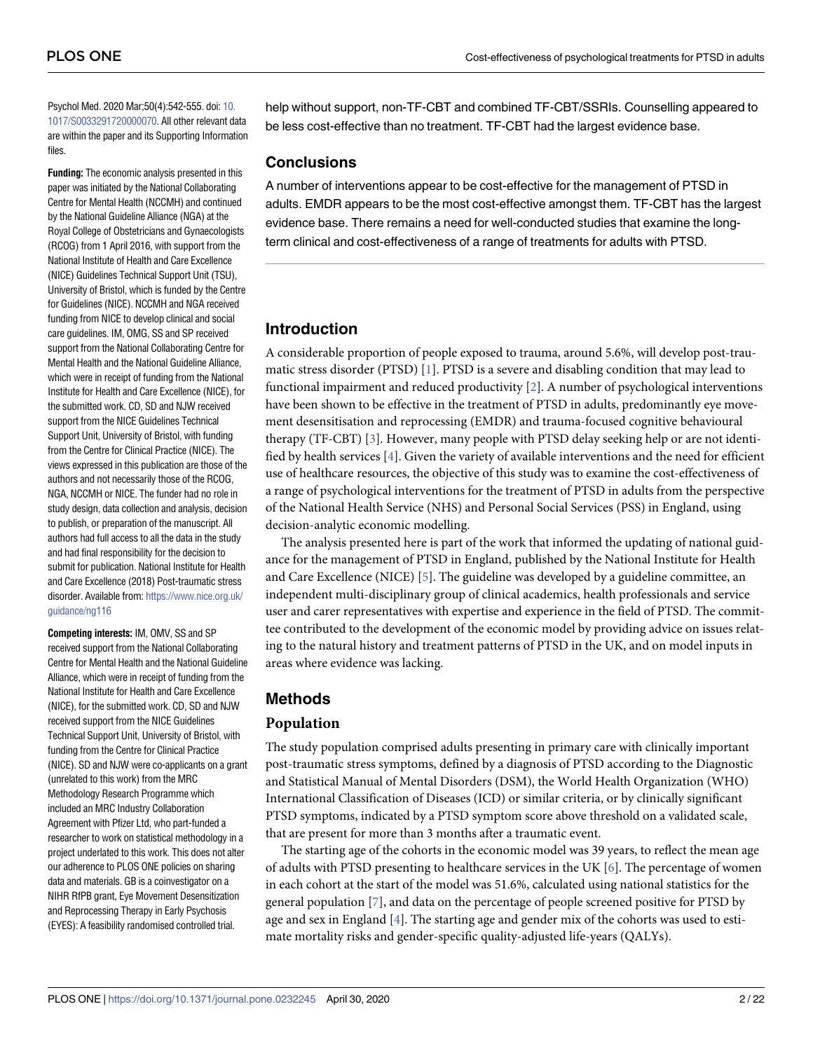Psychol Med. 2020 Mar;50(4):542-555. doi: 10.1017/S0033291720000070. All other relevant data are within the paper and its Supporting Information files.

**Funding:** The economic analysis presented in this paper was initiated by the National Collaborating Centre for Mental Health (NCCMH) and continued by the National Guideline Alliance (NGA) at the Royal College of Obstetricians and Gynaecologists (RCOG) from 1 April 2016, with support from the National Institute of Health and Care Excellence (NICE) Guidelines Technical Support Unit (TSU), University of Bristol, which is funded by the Centre for Guidelines (NICE). NCCMH and NGA received funding from NICE to develop clinical and social care guidelines. IM, OMG, SS and SP received support from the National Collaborating Centre for Mental Health and the National Guideline Alliance, which were in receipt of funding from the National Institute for Health and Care Excellence (NICE), for the submitted work. CD, SD and NJW received support from the NICE Guidelines Technical Support Unit, University of Bristol, with funding from the Centre for Clinical Practice (NICE). The views expressed in this publication are those of the authors and not necessarily those of the RCOG, NGA, NCCMH or NICE. The funder had no role in study design, data collection and analysis, decision to publish, or preparation of the manuscript. All authors had full access to all the data in the study and had final responsibility for the decision to submit for publication. National Institute for Health and Care Excellence (2018) Post-traumatic stress disorder. Available from: https://www.nice.org.uk/guidance/ng116

**Competing interests:** IM, OMV, SS and SP received support from the National Collaborating Centre for Mental Health and the National Guideline Alliance, which were in receipt of funding from the National Institute for Health and Care Excellence (NICE), for the submitted work. CD, SD and NJW received support from the NICE Guidelines Technical Support Unit, University of Bristol, with funding from the Centre for Clinical Practice (NICE). SD and NJW were co-applicants on a grant (unrelated to this work) from the MRC Methodology Research Programme which included an MRC Industry Collaboration Agreement with Pfizer Ltd, who part-funded a researcher to work on statistical methodology in a project underlated to this work. This does not alter our adherence to PLOS ONE policies on sharing data and materials. GB is a coinvestigator on a NIHR RfPB grant, Eye Movement Desensitization and Reprocessing Therapy in Early Psychosis (EYES): A feasibility randomised controlled trial.

help without support, non-TF-CBT and combined TF-CBT/SSRIs. Counselling appeared to be less cost-effective than no treatment. TF-CBT had the largest evidence base.

## Conclusions

A number of interventions appear to be cost-effective for the management of PTSD in adults. EMDR appears to be the most cost-effective amongst them. TF-CBT has the largest evidence base. There remains a need for well-conducted studies that examine the long-term clinical and cost-effectiveness of a range of treatments for adults with PTSD.

## Introduction

A considerable proportion of people exposed to trauma, around 5.6%, will develop post-traumatic stress disorder (PTSD) [1]. PTSD is a severe and disabling condition that may lead to functional impairment and reduced productivity [2]. A number of psychological interventions have been shown to be effective in the treatment of PTSD in adults, predominantly eye movement desensitisation and reprocessing (EMDR) and trauma-focused cognitive behavioural therapy (TF-CBT) [3]. However, many people with PTSD delay seeking help or are not identified by health services [4]. Given the variety of available interventions and the need for efficient use of healthcare resources, the objective of this study was to examine the cost-effectiveness of a range of psychological interventions for the treatment of PTSD in adults from the perspective of the National Health Service (NHS) and Personal Social Services (PSS) in England, using decision-analytic economic modelling.

The analysis presented here is part of the work that informed the updating of national guidance for the management of PTSD in England, published by the National Institute for Health and Care Excellence (NICE) [5]. The guideline was developed by a guideline committee, an independent multi-disciplinary group of clinical academics, health professionals and service user and carer representatives with expertise and experience in the field of PTSD. The committee contributed to the development of the economic model by providing advice on issues relating to the natural history and treatment patterns of PTSD in the UK, and on model inputs in areas where evidence was lacking.

## Methods

### Population

The study population comprised adults presenting in primary care with clinically important post-traumatic stress symptoms, defined by a diagnosis of PTSD according to the Diagnostic and Statistical Manual of Mental Disorders (DSM), the World Health Organization (WHO) International Classification of Diseases (ICD) or similar criteria, or by clinically significant PTSD symptoms, indicated by a PTSD symptom score above threshold on a validated scale, that are present for more than 3 months after a traumatic event.

The starting age of the cohorts in the economic model was 39 years, to reflect the mean age of adults with PTSD presenting to healthcare services in the UK [6]. The percentage of women in each cohort at the start of the model was 51.6%, calculated using national statistics for the general population [7], and data on the percentage of people screened positive for PTSD by age and sex in England [4]. The starting age and gender mix of the cohorts was used to estimate mortality risks and gender-specific quality-adjusted life-years (QALYs).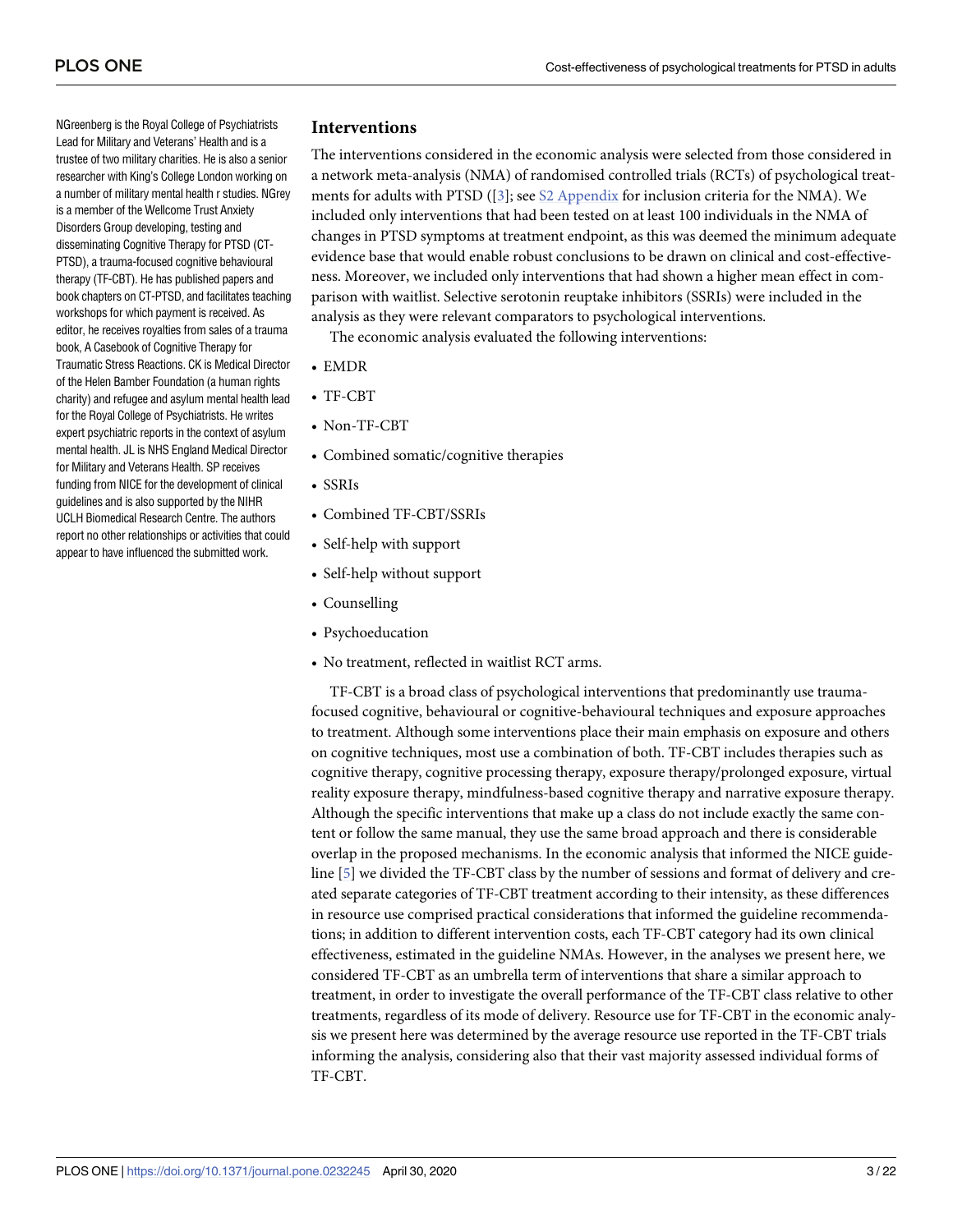NGreenberg is the Royal College of Psychiatrists Lead for Military and Veterans' Health and is a trustee of two military charities. He is also a senior researcher with King's College London working on a number of military mental health r studies. NGrey is a member of the Wellcome Trust Anxiety Disorders Group developing, testing and disseminating Cognitive Therapy for PTSD (CT-PTSD), a trauma-focused cognitive behavioural therapy (TF-CBT). He has published papers and book chapters on CT-PTSD, and facilitates teaching workshops for which payment is received. As editor, he receives royalties from sales of a trauma book, A Casebook of Cognitive Therapy for Traumatic Stress Reactions. CK is Medical Director of the Helen Bamber Foundation (a human rights charity) and refugee and asylum mental health lead for the Royal College of Psychiatrists. He writes expert psychiatric reports in the context of asylum mental health. JL is NHS England Medical Director for Military and Veterans Health. SP receives funding from NICE for the development of clinical guidelines and is also supported by the NIHR UCLH Biomedical Research Centre. The authors report no other relationships or activities that could appear to have influenced the submitted work.

## Interventions

The interventions considered in the economic analysis were selected from those considered in a network meta-analysis (NMA) of randomised controlled trials (RCTs) of psychological treatments for adults with PTSD ([3]; see S2 Appendix for inclusion criteria for the NMA). We included only interventions that had been tested on at least 100 individuals in the NMA of changes in PTSD symptoms at treatment endpoint, as this was deemed the minimum adequate evidence base that would enable robust conclusions to be drawn on clinical and cost-effectiveness. Moreover, we included only interventions that had shown a higher mean effect in comparison with waitlist. Selective serotonin reuptake inhibitors (SSRIs) were included in the analysis as they were relevant comparators to psychological interventions.

The economic analysis evaluated the following interventions:

- EMDR
- TF-CBT
- Non-TF-CBT
- Combined somatic/cognitive therapies
- SSRIs
- Combined TF-CBT/SSRIs
- Self-help with support
- Self-help without support
- Counselling
- Psychoeducation
- No treatment, reflected in waitlist RCT arms.

TF-CBT is a broad class of psychological interventions that predominantly use trauma-focused cognitive, behavioural or cognitive-behavioural techniques and exposure approaches to treatment. Although some interventions place their main emphasis on exposure and others on cognitive techniques, most use a combination of both. TF-CBT includes therapies such as cognitive therapy, cognitive processing therapy, exposure therapy/prolonged exposure, virtual reality exposure therapy, mindfulness-based cognitive therapy and narrative exposure therapy. Although the specific interventions that make up a class do not include exactly the same content or follow the same manual, they use the same broad approach and there is considerable overlap in the proposed mechanisms. In the economic analysis that informed the NICE guideline [5] we divided the TF-CBT class by the number of sessions and format of delivery and created separate categories of TF-CBT treatment according to their intensity, as these differences in resource use comprised practical considerations that informed the guideline recommendations; in addition to different intervention costs, each TF-CBT category had its own clinical effectiveness, estimated in the guideline NMAs. However, in the analyses we present here, we considered TF-CBT as an umbrella term of interventions that share a similar approach to treatment, in order to investigate the overall performance of the TF-CBT class relative to other treatments, regardless of its mode of delivery. Resource use for TF-CBT in the economic analysis we present here was determined by the average resource use reported in the TF-CBT trials informing the analysis, considering also that their vast majority assessed individual forms of TF-CBT.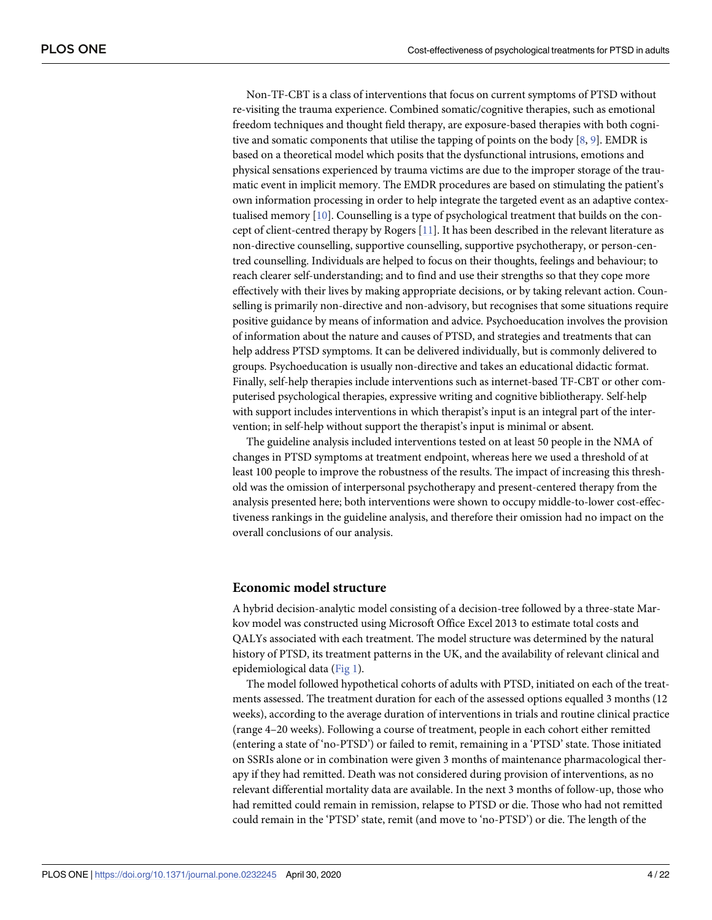Non-TF-CBT is a class of interventions that focus on current symptoms of PTSD without re-visiting the trauma experience. Combined somatic/cognitive therapies, such as emotional freedom techniques and thought field therapy, are exposure-based therapies with both cognitive and somatic components that utilise the tapping of points on the body [8, 9]. EMDR is based on a theoretical model which posits that the dysfunctional intrusions, emotions and physical sensations experienced by trauma victims are due to the improper storage of the traumatic event in implicit memory. The EMDR procedures are based on stimulating the patient's own information processing in order to help integrate the targeted event as an adaptive contextualised memory [10]. Counselling is a type of psychological treatment that builds on the concept of client-centred therapy by Rogers [11]. It has been described in the relevant literature as non-directive counselling, supportive counselling, supportive psychotherapy, or person-centred counselling. Individuals are helped to focus on their thoughts, feelings and behaviour; to reach clearer self-understanding; and to find and use their strengths so that they cope more effectively with their lives by making appropriate decisions, or by taking relevant action. Counselling is primarily non-directive and non-advisory, but recognises that some situations require positive guidance by means of information and advice. Psychoeducation involves the provision of information about the nature and causes of PTSD, and strategies and treatments that can help address PTSD symptoms. It can be delivered individually, but is commonly delivered to groups. Psychoeducation is usually non-directive and takes an educational didactic format. Finally, self-help therapies include interventions such as internet-based TF-CBT or other computerised psychological therapies, expressive writing and cognitive bibliotherapy. Self-help with support includes interventions in which therapist's input is an integral part of the intervention; in self-help without support the therapist's input is minimal or absent.

The guideline analysis included interventions tested on at least 50 people in the NMA of changes in PTSD symptoms at treatment endpoint, whereas here we used a threshold of at least 100 people to improve the robustness of the results. The impact of increasing this threshold was the omission of interpersonal psychotherapy and present-centered therapy from the analysis presented here; both interventions were shown to occupy middle-to-lower cost-effectiveness rankings in the guideline analysis, and therefore their omission had no impact on the overall conclusions of our analysis.

## Economic model structure

A hybrid decision-analytic model consisting of a decision-tree followed by a three-state Markov model was constructed using Microsoft Office Excel 2013 to estimate total costs and QALYs associated with each treatment. The model structure was determined by the natural history of PTSD, its treatment patterns in the UK, and the availability of relevant clinical and epidemiological data (Fig 1).

The model followed hypothetical cohorts of adults with PTSD, initiated on each of the treatments assessed. The treatment duration for each of the assessed options equalled 3 months (12 weeks), according to the average duration of interventions in trials and routine clinical practice (range 4–20 weeks). Following a course of treatment, people in each cohort either remitted (entering a state of 'no-PTSD') or failed to remit, remaining in a 'PTSD' state. Those initiated on SSRIs alone or in combination were given 3 months of maintenance pharmacological therapy if they had remitted. Death was not considered during provision of interventions, as no relevant differential mortality data are available. In the next 3 months of follow-up, those who had remitted could remain in remission, relapse to PTSD or die. Those who had not remitted could remain in the 'PTSD' state, remit (and move to 'no-PTSD') or die. The length of the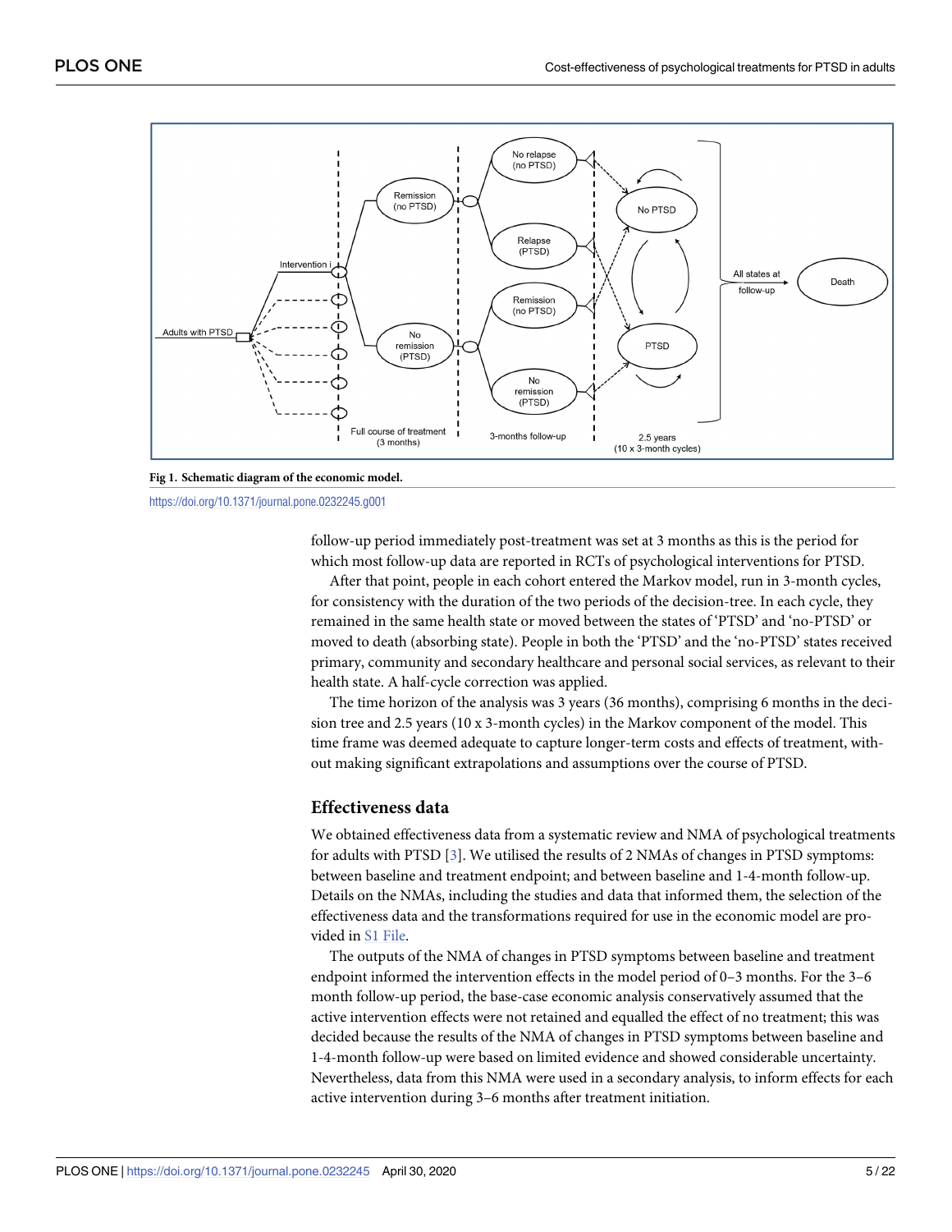**Fig 1. Schematic diagram of the economic model.**

https://doi.org/10.1371/journal.pone.0232245.g001

follow-up period immediately post-treatment was set at 3 months as this is the period for which most follow-up data are reported in RCTs of psychological interventions for PTSD.

After that point, people in each cohort entered the Markov model, run in 3-month cycles, for consistency with the duration of the two periods of the decision-tree. In each cycle, they remained in the same health state or moved between the states of 'PTSD' and 'no-PTSD' or moved to death (absorbing state). People in both the 'PTSD' and the 'no-PTSD' states received primary, community and secondary healthcare and personal social services, as relevant to their health state. A half-cycle correction was applied.

The time horizon of the analysis was 3 years (36 months), comprising 6 months in the decision tree and 2.5 years (10 x 3-month cycles) in the Markov component of the model. This time frame was deemed adequate to capture longer-term costs and effects of treatment, without making significant extrapolations and assumptions over the course of PTSD.

## Effectiveness data

We obtained effectiveness data from a systematic review and NMA of psychological treatments for adults with PTSD [3]. We utilised the results of 2 NMAs of changes in PTSD symptoms: between baseline and treatment endpoint; and between baseline and 1-4-month follow-up. Details on the NMAs, including the studies and data that informed them, the selection of the effectiveness data and the transformations required for use in the economic model are provided in S1 File.

The outputs of the NMA of changes in PTSD symptoms between baseline and treatment endpoint informed the intervention effects in the model period of 0–3 months. For the 3–6 month follow-up period, the base-case economic analysis conservatively assumed that the active intervention effects were not retained and equalled the effect of no treatment; this was decided because the results of the NMA of changes in PTSD symptoms between baseline and 1-4-month follow-up were based on limited evidence and showed considerable uncertainty. Nevertheless, data from this NMA were used in a secondary analysis, to inform effects for each active intervention during 3–6 months after treatment initiation.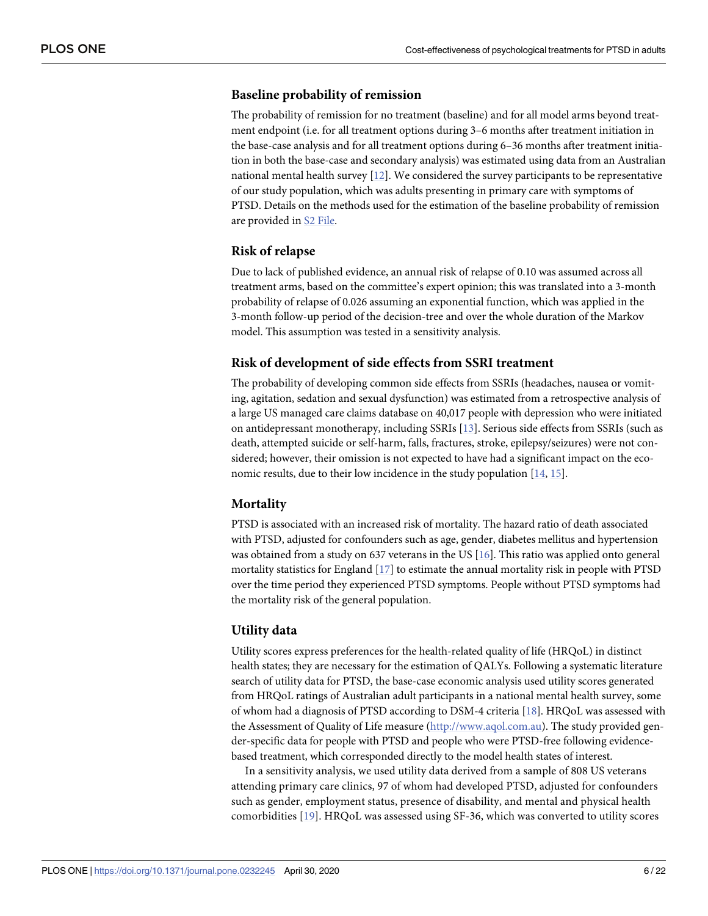## Baseline probability of remission

The probability of remission for no treatment (baseline) and for all model arms beyond treatment endpoint (i.e. for all treatment options during 3–6 months after treatment initiation in the base-case analysis and for all treatment options during 6–36 months after treatment initiation in both the base-case and secondary analysis) was estimated using data from an Australian national mental health survey [12]. We considered the survey participants to be representative of our study population, which was adults presenting in primary care with symptoms of PTSD. Details on the methods used for the estimation of the baseline probability of remission are provided in S2 File.

## Risk of relapse

Due to lack of published evidence, an annual risk of relapse of 0.10 was assumed across all treatment arms, based on the committee's expert opinion; this was translated into a 3-month probability of relapse of 0.026 assuming an exponential function, which was applied in the 3-month follow-up period of the decision-tree and over the whole duration of the Markov model. This assumption was tested in a sensitivity analysis.

## Risk of development of side effects from SSRI treatment

The probability of developing common side effects from SSRIs (headaches, nausea or vomiting, agitation, sedation and sexual dysfunction) was estimated from a retrospective analysis of a large US managed care claims database on 40,017 people with depression who were initiated on antidepressant monotherapy, including SSRIs [13]. Serious side effects from SSRIs (such as death, attempted suicide or self-harm, falls, fractures, stroke, epilepsy/seizures) were not considered; however, their omission is not expected to have had a significant impact on the economic results, due to their low incidence in the study population [14, 15].

## Mortality

PTSD is associated with an increased risk of mortality. The hazard ratio of death associated with PTSD, adjusted for confounders such as age, gender, diabetes mellitus and hypertension was obtained from a study on 637 veterans in the US [16]. This ratio was applied onto general mortality statistics for England [17] to estimate the annual mortality risk in people with PTSD over the time period they experienced PTSD symptoms. People without PTSD symptoms had the mortality risk of the general population.

## Utility data

Utility scores express preferences for the health-related quality of life (HRQoL) in distinct health states; they are necessary for the estimation of QALYs. Following a systematic literature search of utility data for PTSD, the base-case economic analysis used utility scores generated from HRQoL ratings of Australian adult participants in a national mental health survey, some of whom had a diagnosis of PTSD according to DSM-4 criteria [18]. HRQoL was assessed with the Assessment of Quality of Life measure (http://www.aqol.com.au). The study provided gender-specific data for people with PTSD and people who were PTSD-free following evidence-based treatment, which corresponded directly to the model health states of interest.

In a sensitivity analysis, we used utility data derived from a sample of 808 US veterans attending primary care clinics, 97 of whom had developed PTSD, adjusted for confounders such as gender, employment status, presence of disability, and mental and physical health comorbidities [19]. HRQoL was assessed using SF-36, which was converted to utility scores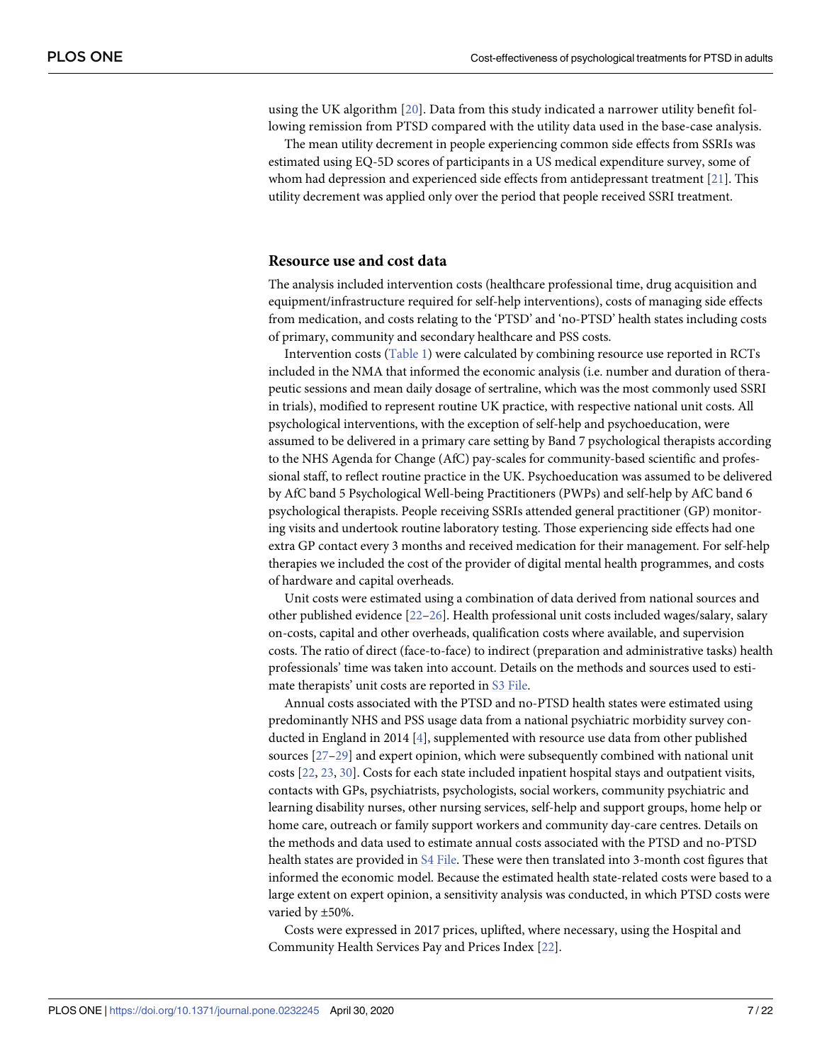using the UK algorithm [20]. Data from this study indicated a narrower utility benefit following remission from PTSD compared with the utility data used in the base-case analysis.

The mean utility decrement in people experiencing common side effects from SSRIs was estimated using EQ-5D scores of participants in a US medical expenditure survey, some of whom had depression and experienced side effects from antidepressant treatment [21]. This utility decrement was applied only over the period that people received SSRI treatment.

## Resource use and cost data

The analysis included intervention costs (healthcare professional time, drug acquisition and equipment/infrastructure required for self-help interventions), costs of managing side effects from medication, and costs relating to the 'PTSD' and 'no-PTSD' health states including costs of primary, community and secondary healthcare and PSS costs.

Intervention costs (Table 1) were calculated by combining resource use reported in RCTs included in the NMA that informed the economic analysis (i.e. number and duration of therapeutic sessions and mean daily dosage of sertraline, which was the most commonly used SSRI in trials), modified to represent routine UK practice, with respective national unit costs. All psychological interventions, with the exception of self-help and psychoeducation, were assumed to be delivered in a primary care setting by Band 7 psychological therapists according to the NHS Agenda for Change (AfC) pay-scales for community-based scientific and professional staff, to reflect routine practice in the UK. Psychoeducation was assumed to be delivered by AfC band 5 Psychological Well-being Practitioners (PWPs) and self-help by AfC band 6 psychological therapists. People receiving SSRIs attended general practitioner (GP) monitoring visits and undertook routine laboratory testing. Those experiencing side effects had one extra GP contact every 3 months and received medication for their management. For self-help therapies we included the cost of the provider of digital mental health programmes, and costs of hardware and capital overheads.

Unit costs were estimated using a combination of data derived from national sources and other published evidence [22–26]. Health professional unit costs included wages/salary, salary on-costs, capital and other overheads, qualification costs where available, and supervision costs. The ratio of direct (face-to-face) to indirect (preparation and administrative tasks) health professionals' time was taken into account. Details on the methods and sources used to estimate therapists' unit costs are reported in S3 File.

Annual costs associated with the PTSD and no-PTSD health states were estimated using predominantly NHS and PSS usage data from a national psychiatric morbidity survey conducted in England in 2014 [4], supplemented with resource use data from other published sources [27–29] and expert opinion, which were subsequently combined with national unit costs [22, 23, 30]. Costs for each state included inpatient hospital stays and outpatient visits, contacts with GPs, psychiatrists, psychologists, social workers, community psychiatric and learning disability nurses, other nursing services, self-help and support groups, home help or home care, outreach or family support workers and community day-care centres. Details on the methods and data used to estimate annual costs associated with the PTSD and no-PTSD health states are provided in S4 File. These were then translated into 3-month cost figures that informed the economic model. Because the estimated health state-related costs were based to a large extent on expert opinion, a sensitivity analysis was conducted, in which PTSD costs were varied by ±50%.

Costs were expressed in 2017 prices, uplifted, where necessary, using the Hospital and Community Health Services Pay and Prices Index [22].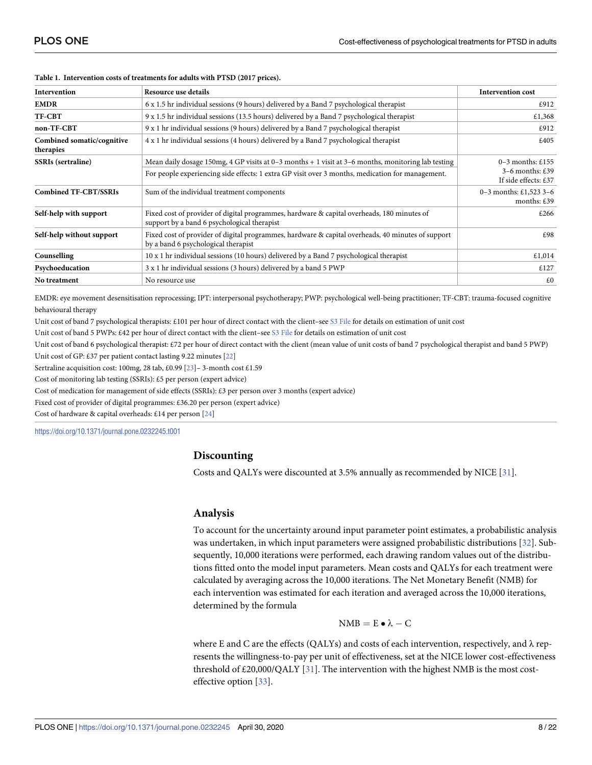**Table 1. Intervention costs of treatments for adults with PTSD (2017 prices).**

| Intervention | Resource use details | Intervention cost |
|---|---|---|
| **EMDR** | 6 x 1.5 hr individual sessions (9 hours) delivered by a Band 7 psychological therapist | £912 |
| **TF-CBT** | 9 x 1.5 hr individual sessions (13.5 hours) delivered by a Band 7 psychological therapist | £1,368 |
| **non-TF-CBT** | 9 x 1 hr individual sessions (9 hours) delivered by a Band 7 psychological therapist | £912 |
| **Combined somatic/cognitive therapies** | 4 x 1 hr individual sessions (4 hours) delivered by a Band 7 psychological therapist | £405 |
| **SSRIs (sertraline)** | Mean daily dosage 150mg, 4 GP visits at 0–3 months + 1 visit at 3–6 months, monitoring lab testing<br>For people experiencing side effects: 1 extra GP visit over 3 months, medication for management. | 0–3 months: £155<br>3–6 months: £39<br>If side effects: £37 |
| **Combined TF-CBT/SSRIs** | Sum of the individual treatment components | 0–3 months: £1,523 3–6 months: £39 |
| **Self-help with support** | Fixed cost of provider of digital programmes, hardware & capital overheads, 180 minutes of support by a band 6 psychological therapist | £266 |
| **Self-help without support** | Fixed cost of provider of digital programmes, hardware & capital overheads, 40 minutes of support by a band 6 psychological therapist | £98 |
| **Counselling** | 10 x 1 hr individual sessions (10 hours) delivered by a Band 7 psychological therapist | £1,014 |
| **Psychoeducation** | 3 x 1 hr individual sessions (3 hours) delivered by a band 5 PWP | £127 |
| **No treatment** | No resource use | £0 |

EMDR: eye movement desensitisation reprocessing; IPT: interpersonal psychotherapy; PWP: psychological well-being practitioner; TF-CBT: trauma-focused cognitive behavioural therapy

Unit cost of band 7 psychological therapists: £101 per hour of direct contact with the client–see S3 File for details on estimation of unit cost

Unit cost of band 5 PWPs: £42 per hour of direct contact with the client–see S3 File for details on estimation of unit cost

Unit cost of band 6 psychological therapist: £72 per hour of direct contact with the client (mean value of unit costs of band 7 psychological therapist and band 5 PWP)

Unit cost of GP: £37 per patient contact lasting 9.22 minutes [22]

Sertraline acquisition cost: 100mg, 28 tab, £0.99 [23]– 3-month cost £1.59

Cost of monitoring lab testing (SSRIs): £5 per person (expert advice)

Cost of medication for management of side effects (SSRIs): £3 per person over 3 months (expert advice)

Fixed cost of provider of digital programmes: £36.20 per person (expert advice)

Cost of hardware & capital overheads: £14 per person [24]

https://doi.org/10.1371/journal.pone.0232245.t001

## Discounting

Costs and QALYs were discounted at 3.5% annually as recommended by NICE [31].

## Analysis

To account for the uncertainty around input parameter point estimates, a probabilistic analysis was undertaken, in which input parameters were assigned probabilistic distributions [32]. Subsequently, 10,000 iterations were performed, each drawing random values out of the distributions fitted onto the model input parameters. Mean costs and QALYs for each treatment were calculated by averaging across the 10,000 iterations. The Net Monetary Benefit (NMB) for each intervention was estimated for each iteration and averaged across the 10,000 iterations, determined by the formula

$$\mathrm{NMB} = \mathrm{E} \bullet \lambda - \mathrm{C}$$

where E and C are the effects (QALYs) and costs of each intervention, respectively, and λ represents the willingness-to-pay per unit of effectiveness, set at the NICE lower cost-effectiveness threshold of £20,000/QALY [31]. The intervention with the highest NMB is the most cost-effective option [33].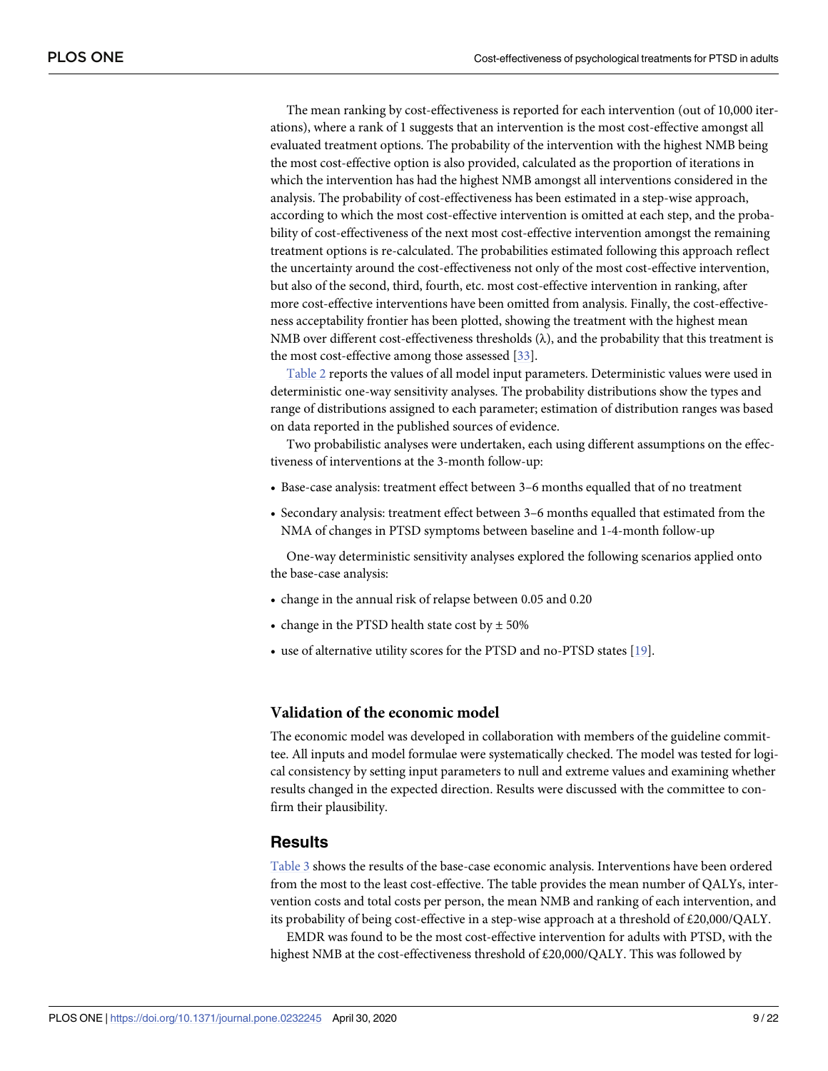The mean ranking by cost-effectiveness is reported for each intervention (out of 10,000 iterations), where a rank of 1 suggests that an intervention is the most cost-effective amongst all evaluated treatment options. The probability of the intervention with the highest NMB being the most cost-effective option is also provided, calculated as the proportion of iterations in which the intervention has had the highest NMB amongst all interventions considered in the analysis. The probability of cost-effectiveness has been estimated in a step-wise approach, according to which the most cost-effective intervention is omitted at each step, and the probability of cost-effectiveness of the next most cost-effective intervention amongst the remaining treatment options is re-calculated. The probabilities estimated following this approach reflect the uncertainty around the cost-effectiveness not only of the most cost-effective intervention, but also of the second, third, fourth, etc. most cost-effective intervention in ranking, after more cost-effective interventions have been omitted from analysis. Finally, the cost-effectiveness acceptability frontier has been plotted, showing the treatment with the highest mean NMB over different cost-effectiveness thresholds (λ), and the probability that this treatment is the most cost-effective among those assessed [33].

Table 2 reports the values of all model input parameters. Deterministic values were used in deterministic one-way sensitivity analyses. The probability distributions show the types and range of distributions assigned to each parameter; estimation of distribution ranges was based on data reported in the published sources of evidence.

Two probabilistic analyses were undertaken, each using different assumptions on the effectiveness of interventions at the 3-month follow-up:

- Base-case analysis: treatment effect between 3–6 months equalled that of no treatment
- Secondary analysis: treatment effect between 3–6 months equalled that estimated from the NMA of changes in PTSD symptoms between baseline and 1-4-month follow-up

One-way deterministic sensitivity analyses explored the following scenarios applied onto the base-case analysis:

- change in the annual risk of relapse between 0.05 and 0.20
- change in the PTSD health state cost by ± 50%
- use of alternative utility scores for the PTSD and no-PTSD states [19].

### Validation of the economic model

The economic model was developed in collaboration with members of the guideline committee. All inputs and model formulae were systematically checked. The model was tested for logical consistency by setting input parameters to null and extreme values and examining whether results changed in the expected direction. Results were discussed with the committee to confirm their plausibility.

## Results

Table 3 shows the results of the base-case economic analysis. Interventions have been ordered from the most to the least cost-effective. The table provides the mean number of QALYs, intervention costs and total costs per person, the mean NMB and ranking of each intervention, and its probability of being cost-effective in a step-wise approach at a threshold of £20,000/QALY.

EMDR was found to be the most cost-effective intervention for adults with PTSD, with the highest NMB at the cost-effectiveness threshold of £20,000/QALY. This was followed by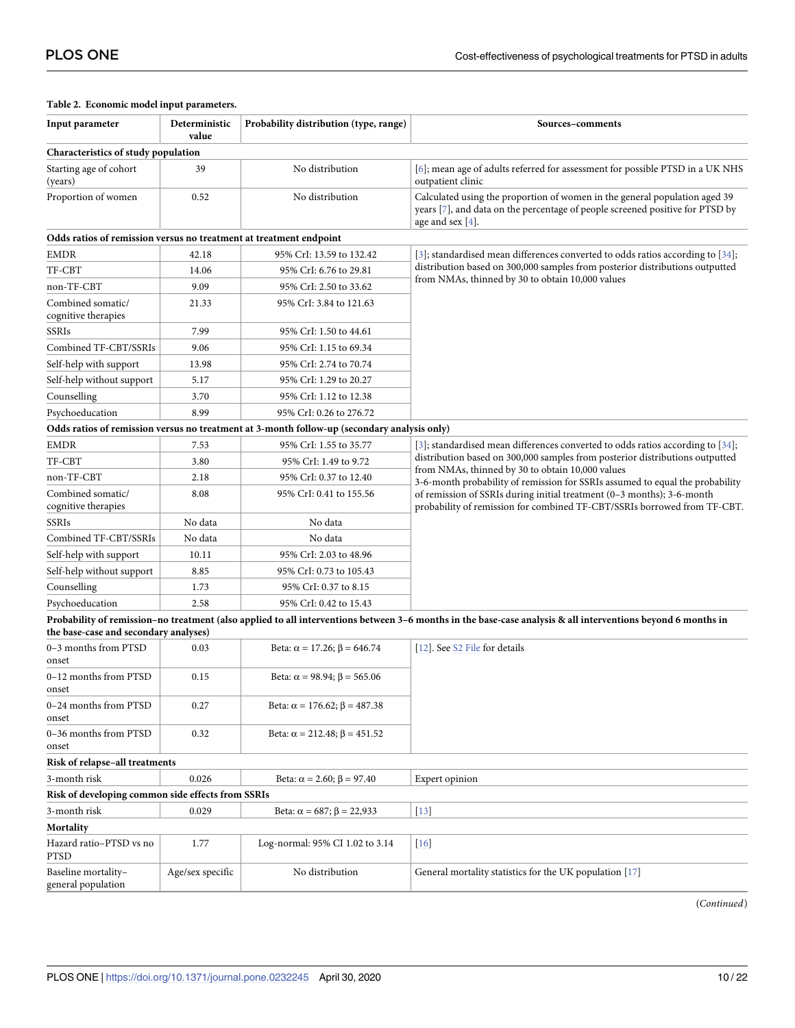**Table 2. Economic model input parameters.**

| Input parameter | Deterministic value | Probability distribution (type, range) | Sources–comments |
|---|---|---|---|
| **Characteristics of study population** | | | |
| Starting age of cohort (years) | 39 | No distribution | [6]; mean age of adults referred for assessment for possible PTSD in a UK NHS outpatient clinic |
| Proportion of women | 0.52 | No distribution | Calculated using the proportion of women in the general population aged 39 years [7], and data on the percentage of people screened positive for PTSD by age and sex [4]. |
| **Odds ratios of remission versus no treatment at treatment endpoint** | | | |
| EMDR | 42.18 | 95% CrI: 13.59 to 132.42 | [3]; standardised mean differences converted to odds ratios according to [34]; distribution based on 300,000 samples from posterior distributions outputted from NMAs, thinned by 30 to obtain 10,000 values |
| TF-CBT | 14.06 | 95% CrI: 6.76 to 29.81 | |
| non-TF-CBT | 9.09 | 95% CrI: 2.50 to 33.62 | |
| Combined somatic/ cognitive therapies | 21.33 | 95% CrI: 3.84 to 121.63 | |
| SSRIs | 7.99 | 95% CrI: 1.50 to 44.61 | |
| Combined TF-CBT/SSRIs | 9.06 | 95% CrI: 1.15 to 69.34 | |
| Self-help with support | 13.98 | 95% CrI: 2.74 to 70.74 | |
| Self-help without support | 5.17 | 95% CrI: 1.29 to 20.27 | |
| Counselling | 3.70 | 95% CrI: 1.12 to 12.38 | |
| Psychoeducation | 8.99 | 95% CrI: 0.26 to 276.72 | |
| **Odds ratios of remission versus no treatment at 3-month follow-up (secondary analysis only)** | | | |
| EMDR | 7.53 | 95% CrI: 1.55 to 35.77 | [3]; standardised mean differences converted to odds ratios according to [34]; distribution based on 300,000 samples from posterior distributions outputted from NMAs, thinned by 30 to obtain 10,000 values 3-6-month probability of remission for SSRIs assumed to equal the probability of remission of SSRIs during initial treatment (0–3 months); 3-6-month probability of remission for combined TF-CBT/SSRIs borrowed from TF-CBT. |
| TF-CBT | 3.80 | 95% CrI: 1.49 to 9.72 | |
| non-TF-CBT | 2.18 | 95% CrI: 0.37 to 12.40 | |
| Combined somatic/ cognitive therapies | 8.08 | 95% CrI: 0.41 to 155.56 | |
| SSRIs | No data | No data | |
| Combined TF-CBT/SSRIs | No data | No data | |
| Self-help with support | 10.11 | 95% CrI: 2.03 to 48.96 | |
| Self-help without support | 8.85 | 95% CrI: 0.73 to 105.43 | |
| Counselling | 1.73 | 95% CrI: 0.37 to 8.15 | |
| Psychoeducation | 2.58 | 95% CrI: 0.42 to 15.43 | |
| **Probability of remission–no treatment (also applied to all interventions between 3–6 months in the base-case analysis & all interventions beyond 6 months in the base-case and secondary analyses)** | | | |
| 0–3 months from PTSD onset | 0.03 | Beta: $\alpha$ = 17.26; $\beta$ = 646.74 | [12]. See S2 File for details |
| 0–12 months from PTSD onset | 0.15 | Beta: $\alpha$ = 98.94; $\beta$ = 565.06 | |
| 0–24 months from PTSD onset | 0.27 | Beta: $\alpha$ = 176.62; $\beta$ = 487.38 | |
| 0–36 months from PTSD onset | 0.32 | Beta: $\alpha$ = 212.48; $\beta$ = 451.52 | |
| **Risk of relapse–all treatments** | | | |
| 3-month risk | 0.026 | Beta: $\alpha$ = 2.60; $\beta$ = 97.40 | Expert opinion |
| **Risk of developing common side effects from SSRIs** | | | |
| 3-month risk | 0.029 | Beta: $\alpha$ = 687; $\beta$ = 22,933 | [13] |
| **Mortality** | | | |
| Hazard ratio–PTSD vs no PTSD | 1.77 | Log-normal: 95% CI 1.02 to 3.14 | [16] |
| Baseline mortality–general population | Age/sex specific | No distribution | General mortality statistics for the UK population [17] |

(*Continued*)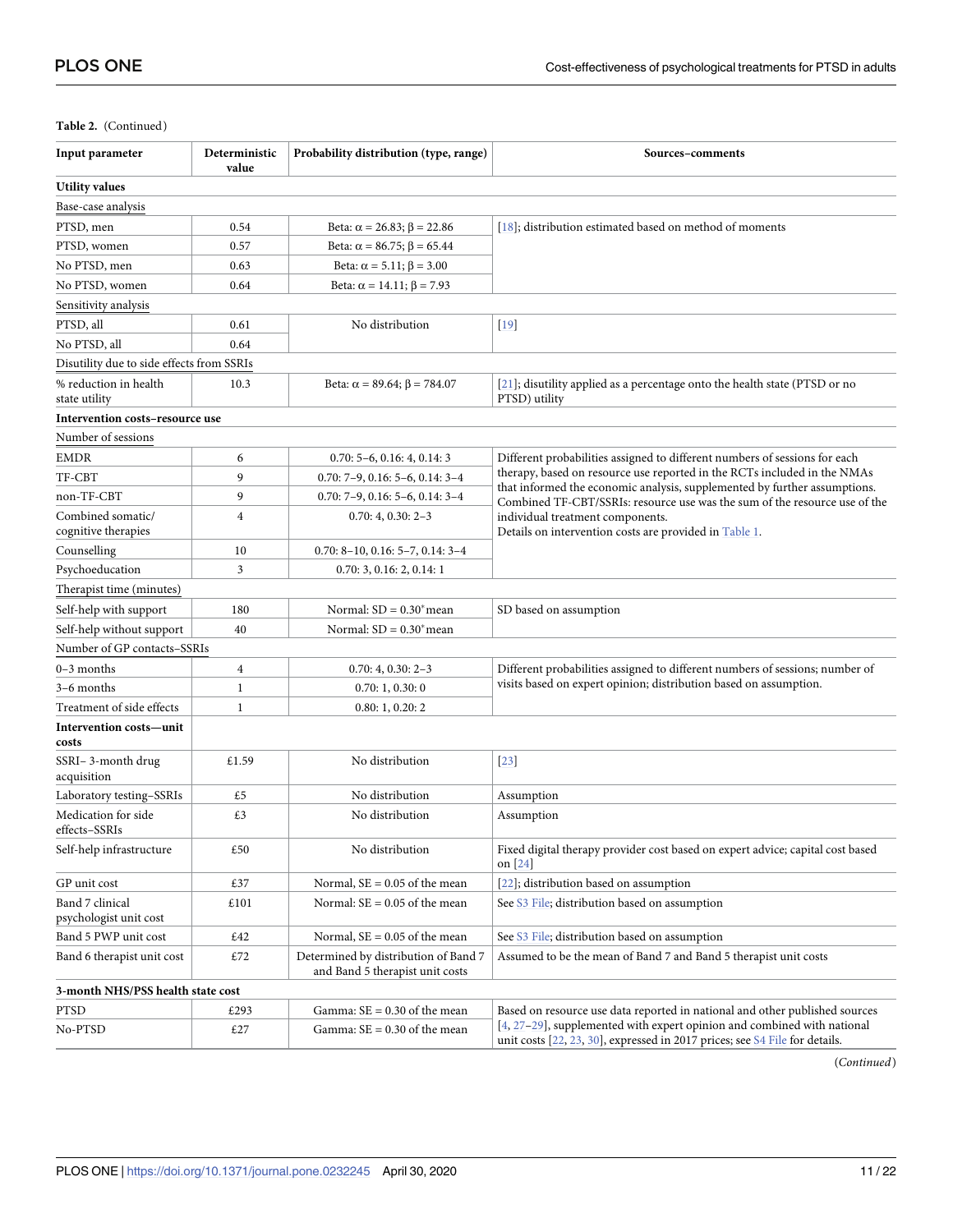**Table 2.** (Continued)

| Input parameter | Deterministic value | Probability distribution (type, range) | Sources–comments |
|---|---|---|---|
| **Utility values** | | | |
| Base-case analysis | | | |
| PTSD, men | 0.54 | Beta: $\alpha = 26.83$; $\beta = 22.86$ | [18]; distribution estimated based on method of moments |
| PTSD, women | 0.57 | Beta: $\alpha = 86.75$; $\beta = 65.44$ | |
| No PTSD, men | 0.63 | Beta: $\alpha = 5.11$; $\beta = 3.00$ | |
| No PTSD, women | 0.64 | Beta: $\alpha = 14.11$; $\beta = 7.93$ | |
| Sensitivity analysis | | | |
| PTSD, all | 0.61 | No distribution | [19] |
| No PTSD, all | 0.64 | | |
| Disutility due to side effects from SSRIs | | | |
| % reduction in health state utility | 10.3 | Beta: $\alpha = 89.64$; $\beta = 784.07$ | [21]; disutility applied as a percentage onto the health state (PTSD or no PTSD) utility |
| **Intervention costs–resource use** | | | |
| Number of sessions | | | |
| EMDR | 6 | 0.70: 5–6, 0.16: 4, 0.14: 3 | Different probabilities assigned to different numbers of sessions for each therapy, based on resource use reported in the RCTs included in the NMAs that informed the economic analysis, supplemented by further assumptions. Combined TF-CBT/SSRIs: resource use was the sum of the resource use of the individual treatment components. Details on intervention costs are provided in Table 1. |
| TF-CBT | 9 | 0.70: 7–9, 0.16: 5–6, 0.14: 3–4 | |
| non-TF-CBT | 9 | 0.70: 7–9, 0.16: 5–6, 0.14: 3–4 | |
| Combined somatic/ cognitive therapies | 4 | 0.70: 4, 0.30: 2–3 | |
| Counselling | 10 | 0.70: 8–10, 0.16: 5–7, 0.14: 3–4 | |
| Psychoeducation | 3 | 0.70: 3, 0.16: 2, 0.14: 1 | |
| Therapist time (minutes) | | | |
| Self-help with support | 180 | Normal: SD = 0.30*mean | SD based on assumption |
| Self-help without support | 40 | Normal: SD = 0.30*mean | |
| Number of GP contacts–SSRIs | | | |
| 0–3 months | 4 | 0.70: 4, 0.30: 2–3 | Different probabilities assigned to different numbers of sessions; number of visits based on expert opinion; distribution based on assumption. |
| 3–6 months | 1 | 0.70: 1, 0.30: 0 | |
| Treatment of side effects | 1 | 0.80: 1, 0.20: 2 | |
| **Intervention costs—unit costs** | | | |
| SSRI– 3-month drug acquisition | £1.59 | No distribution | [23] |
| Laboratory testing–SSRIs | £5 | No distribution | Assumption |
| Medication for side effects–SSRIs | £3 | No distribution | Assumption |
| Self-help infrastructure | £50 | No distribution | Fixed digital therapy provider cost based on expert advice; capital cost based on [24] |
| GP unit cost | £37 | Normal, SE = 0.05 of the mean | [22]; distribution based on assumption |
| Band 7 clinical psychologist unit cost | £101 | Normal, SE = 0.05 of the mean | See S3 File; distribution based on assumption |
| Band 5 PWP unit cost | £42 | Normal, SE = 0.05 of the mean | See S3 File; distribution based on assumption |
| Band 6 therapist unit cost | £72 | Determined by distribution of Band 7 and Band 5 therapist unit costs | Assumed to be the mean of Band 7 and Band 5 therapist unit costs |
| **3-month NHS/PSS health state cost** | | | |
| PTSD | £293 | Gamma: SE = 0.30 of the mean | Based on resource use data reported in national and other published sources [4, 27–29], supplemented with expert opinion and combined with national unit costs [22, 23, 30], expressed in 2017 prices; see S4 File for details. |
| No-PTSD | £27 | Gamma: SE = 0.30 of the mean | |

(*Continued*)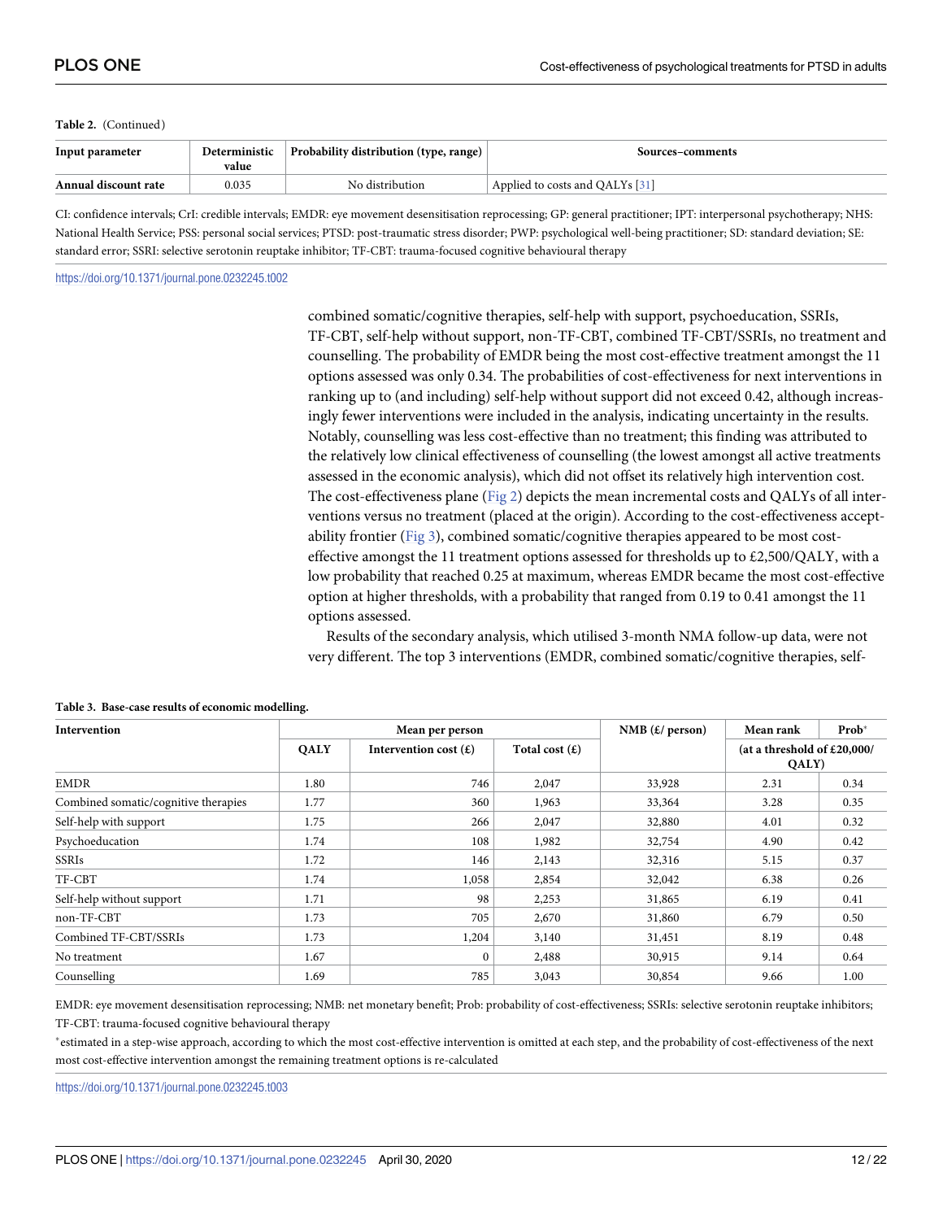**Table 2.** (Continued)

| Input parameter | Deterministic value | Probability distribution (type, range) | Sources–comments |
|---|---|---|---|
| **Annual discount rate** | 0.035 | No distribution | Applied to costs and QALYs [31] |

CI: confidence intervals; CrI: credible intervals; EMDR: eye movement desensitisation reprocessing; GP: general practitioner; IPT: interpersonal psychotherapy; NHS: National Health Service; PSS: personal social services; PTSD: post-traumatic stress disorder; PWP: psychological well-being practitioner; SD: standard deviation; SE: standard error; SSRI: selective serotonin reuptake inhibitor; TF-CBT: trauma-focused cognitive behavioural therapy

https://doi.org/10.1371/journal.pone.0232245.t002

combined somatic/cognitive therapies, self-help with support, psychoeducation, SSRIs, TF-CBT, self-help without support, non-TF-CBT, combined TF-CBT/SSRIs, no treatment and counselling. The probability of EMDR being the most cost-effective treatment amongst the 11 options assessed was only 0.34. The probabilities of cost-effectiveness for next interventions in ranking up to (and including) self-help without support did not exceed 0.42, although increasingly fewer interventions were included in the analysis, indicating uncertainty in the results. Notably, counselling was less cost-effective than no treatment; this finding was attributed to the relatively low clinical effectiveness of counselling (the lowest amongst all active treatments assessed in the economic analysis), which did not offset its relatively high intervention cost. The cost-effectiveness plane (Fig 2) depicts the mean incremental costs and QALYs of all interventions versus no treatment (placed at the origin). According to the cost-effectiveness acceptability frontier (Fig 3), combined somatic/cognitive therapies appeared to be most cost-effective amongst the 11 treatment options assessed for thresholds up to £2,500/QALY, with a low probability that reached 0.25 at maximum, whereas EMDR became the most cost-effective option at higher thresholds, with a probability that ranged from 0.19 to 0.41 amongst the 11 options assessed.

Results of the secondary analysis, which utilised 3-month NMA follow-up data, were not very different. The top 3 interventions (EMDR, combined somatic/cognitive therapies, self-

**Table 3. Base-case results of economic modelling.**

| Intervention | Mean per person | | | NMB (£/ person) | Mean rank | Prob* |
|---|---|---|---|---|---|---|
| | QALY | Intervention cost (£) | Total cost (£) | | (at a threshold of £20,000/ QALY) | |
| EMDR | 1.80 | 746 | 2,047 | 33,928 | 2.31 | 0.34 |
| Combined somatic/cognitive therapies | 1.77 | 360 | 1,963 | 33,364 | 3.28 | 0.35 |
| Self-help with support | 1.75 | 266 | 2,047 | 32,880 | 4.01 | 0.32 |
| Psychoeducation | 1.74 | 108 | 1,982 | 32,754 | 4.90 | 0.42 |
| SSRIs | 1.72 | 146 | 2,143 | 32,316 | 5.15 | 0.37 |
| TF-CBT | 1.74 | 1,058 | 2,854 | 32,042 | 6.38 | 0.26 |
| Self-help without support | 1.71 | 98 | 2,253 | 31,865 | 6.19 | 0.41 |
| non-TF-CBT | 1.73 | 705 | 2,670 | 31,860 | 6.79 | 0.50 |
| Combined TF-CBT/SSRIs | 1.73 | 1,204 | 3,140 | 31,451 | 8.19 | 0.48 |
| No treatment | 1.67 | 0 | 2,488 | 30,915 | 9.14 | 0.64 |
| Counselling | 1.69 | 785 | 3,043 | 30,854 | 9.66 | 1.00 |

EMDR: eye movement desensitisation reprocessing; NMB: net monetary benefit; Prob: probability of cost-effectiveness; SSRIs: selective serotonin reuptake inhibitors; TF-CBT: trauma-focused cognitive behavioural therapy

*estimated in a step-wise approach, according to which the most cost-effective intervention is omitted at each step, and the probability of cost-effectiveness of the next most cost-effective intervention amongst the remaining treatment options is re-calculated

https://doi.org/10.1371/journal.pone.0232245.t003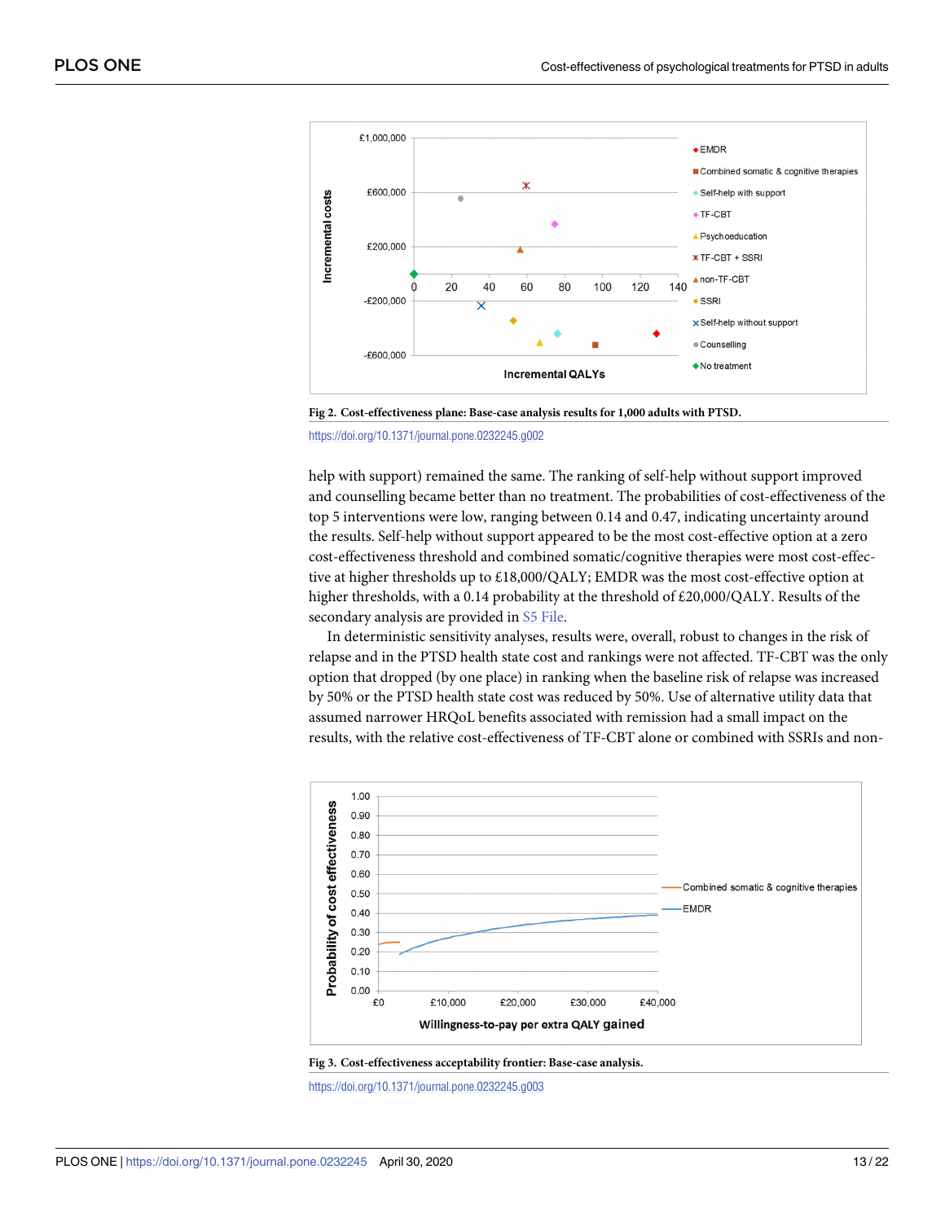Fig 2. Cost-effectiveness plane: Base-case analysis results for 1,000 adults with PTSD.

https://doi.org/10.1371/journal.pone.0232245.g002

help with support) remained the same. The ranking of self-help without support improved and counselling became better than no treatment. The probabilities of cost-effectiveness of the top 5 interventions were low, ranging between 0.14 and 0.47, indicating uncertainty around the results. Self-help without support appeared to be the most cost-effective option at a zero cost-effectiveness threshold and combined somatic/cognitive therapies were most cost-effective at higher thresholds up to £18,000/QALY; EMDR was the most cost-effective option at higher thresholds, with a 0.14 probability at the threshold of £20,000/QALY. Results of the secondary analysis are provided in S5 File.

In deterministic sensitivity analyses, results were, overall, robust to changes in the risk of relapse and in the PTSD health state cost and rankings were not affected. TF-CBT was the only option that dropped (by one place) in ranking when the baseline risk of relapse was increased by 50% or the PTSD health state cost was reduced by 50%. Use of alternative utility data that assumed narrower HRQoL benefits associated with remission had a small impact on the results, with the relative cost-effectiveness of TF-CBT alone or combined with SSRIs and non-

Fig 3. Cost-effectiveness acceptability frontier: Base-case analysis.

https://doi.org/10.1371/journal.pone.0232245.g003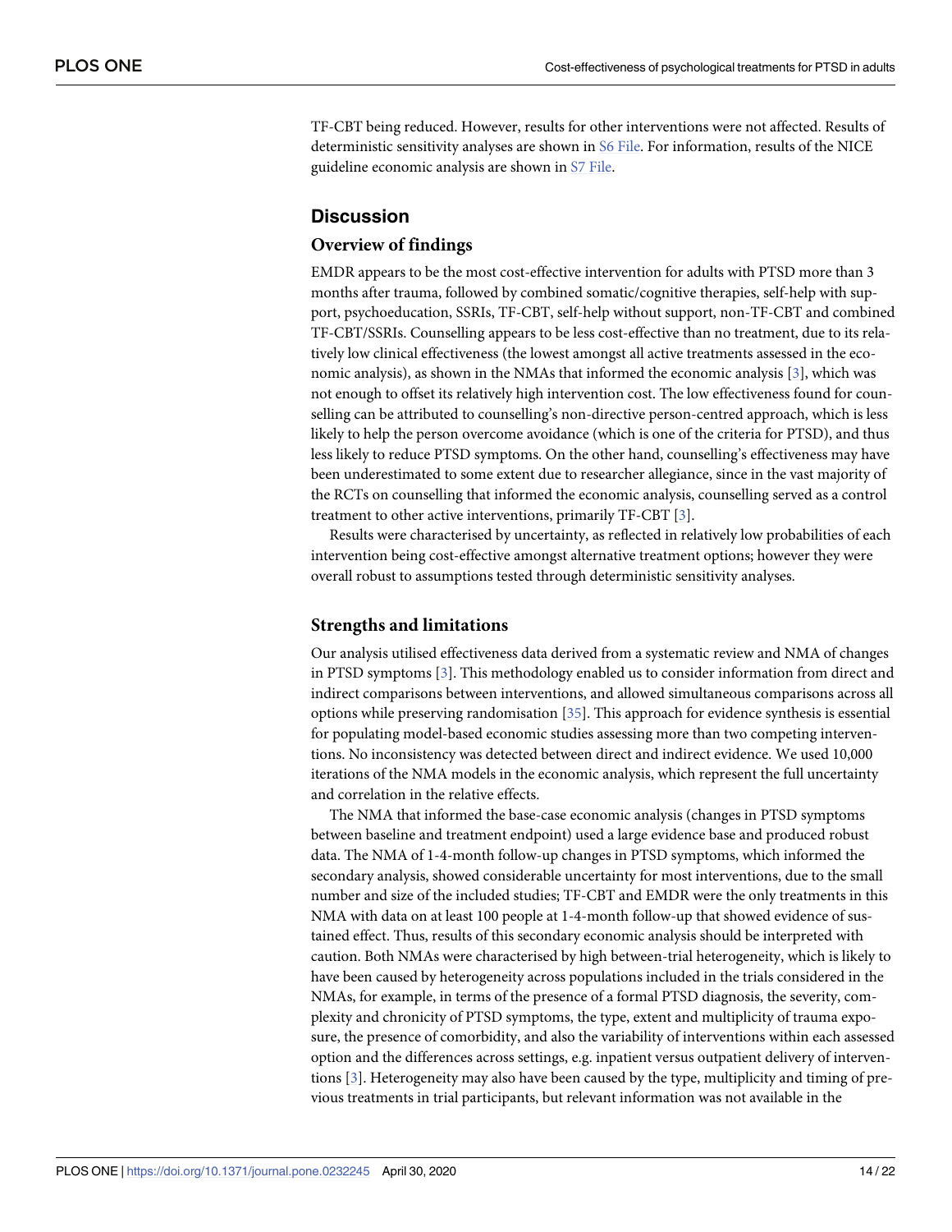TF-CBT being reduced. However, results for other interventions were not affected. Results of deterministic sensitivity analyses are shown in S6 File. For information, results of the NICE guideline economic analysis are shown in S7 File.

## Discussion

### Overview of findings

EMDR appears to be the most cost-effective intervention for adults with PTSD more than 3 months after trauma, followed by combined somatic/cognitive therapies, self-help with support, psychoeducation, SSRIs, TF-CBT, self-help without support, non-TF-CBT and combined TF-CBT/SSRIs. Counselling appears to be less cost-effective than no treatment, due to its relatively low clinical effectiveness (the lowest amongst all active treatments assessed in the economic analysis), as shown in the NMAs that informed the economic analysis [3], which was not enough to offset its relatively high intervention cost. The low effectiveness found for counselling can be attributed to counselling's non-directive person-centred approach, which is less likely to help the person overcome avoidance (which is one of the criteria for PTSD), and thus less likely to reduce PTSD symptoms. On the other hand, counselling's effectiveness may have been underestimated to some extent due to researcher allegiance, since in the vast majority of the RCTs on counselling that informed the economic analysis, counselling served as a control treatment to other active interventions, primarily TF-CBT [3].

Results were characterised by uncertainty, as reflected in relatively low probabilities of each intervention being cost-effective amongst alternative treatment options; however they were overall robust to assumptions tested through deterministic sensitivity analyses.

### Strengths and limitations

Our analysis utilised effectiveness data derived from a systematic review and NMA of changes in PTSD symptoms [3]. This methodology enabled us to consider information from direct and indirect comparisons between interventions, and allowed simultaneous comparisons across all options while preserving randomisation [35]. This approach for evidence synthesis is essential for populating model-based economic studies assessing more than two competing interventions. No inconsistency was detected between direct and indirect evidence. We used 10,000 iterations of the NMA models in the economic analysis, which represent the full uncertainty and correlation in the relative effects.

The NMA that informed the base-case economic analysis (changes in PTSD symptoms between baseline and treatment endpoint) used a large evidence base and produced robust data. The NMA of 1-4-month follow-up changes in PTSD symptoms, which informed the secondary analysis, showed considerable uncertainty for most interventions, due to the small number and size of the included studies; TF-CBT and EMDR were the only treatments in this NMA with data on at least 100 people at 1-4-month follow-up that showed evidence of sustained effect. Thus, results of this secondary economic analysis should be interpreted with caution. Both NMAs were characterised by high between-trial heterogeneity, which is likely to have been caused by heterogeneity across populations included in the trials considered in the NMAs, for example, in terms of the presence of a formal PTSD diagnosis, the severity, complexity and chronicity of PTSD symptoms, the type, extent and multiplicity of trauma exposure, the presence of comorbidity, and also the variability of interventions within each assessed option and the differences across settings, e.g. inpatient versus outpatient delivery of interventions [3]. Heterogeneity may also have been caused by the type, multiplicity and timing of previous treatments in trial participants, but relevant information was not available in the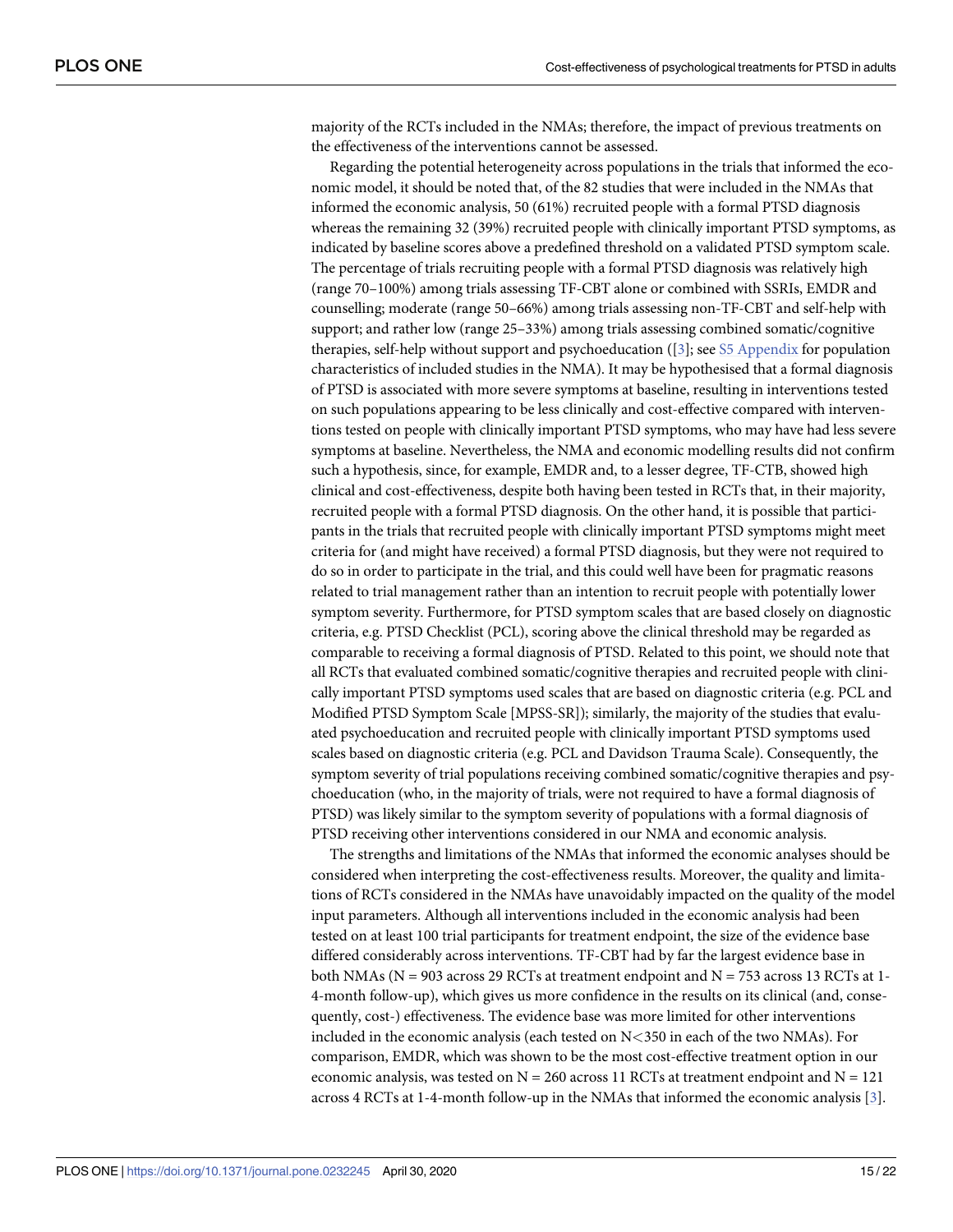majority of the RCTs included in the NMAs; therefore, the impact of previous treatments on the effectiveness of the interventions cannot be assessed.

Regarding the potential heterogeneity across populations in the trials that informed the economic model, it should be noted that, of the 82 studies that were included in the NMAs that informed the economic analysis, 50 (61%) recruited people with a formal PTSD diagnosis whereas the remaining 32 (39%) recruited people with clinically important PTSD symptoms, as indicated by baseline scores above a predefined threshold on a validated PTSD symptom scale. The percentage of trials recruiting people with a formal PTSD diagnosis was relatively high (range 70–100%) among trials assessing TF-CBT alone or combined with SSRIs, EMDR and counselling; moderate (range 50–66%) among trials assessing non-TF-CBT and self-help with support; and rather low (range 25–33%) among trials assessing combined somatic/cognitive therapies, self-help without support and psychoeducation ([3]; see S5 Appendix for population characteristics of included studies in the NMA). It may be hypothesised that a formal diagnosis of PTSD is associated with more severe symptoms at baseline, resulting in interventions tested on such populations appearing to be less clinically and cost-effective compared with interventions tested on people with clinically important PTSD symptoms, who may have had less severe symptoms at baseline. Nevertheless, the NMA and economic modelling results did not confirm such a hypothesis, since, for example, EMDR and, to a lesser degree, TF-CTB, showed high clinical and cost-effectiveness, despite both having been tested in RCTs that, in their majority, recruited people with a formal PTSD diagnosis. On the other hand, it is possible that participants in the trials that recruited people with clinically important PTSD symptoms might meet criteria for (and might have received) a formal PTSD diagnosis, but they were not required to do so in order to participate in the trial, and this could well have been for pragmatic reasons related to trial management rather than an intention to recruit people with potentially lower symptom severity. Furthermore, for PTSD symptom scales that are based closely on diagnostic criteria, e.g. PTSD Checklist (PCL), scoring above the clinical threshold may be regarded as comparable to receiving a formal diagnosis of PTSD. Related to this point, we should note that all RCTs that evaluated combined somatic/cognitive therapies and recruited people with clinically important PTSD symptoms used scales that are based on diagnostic criteria (e.g. PCL and Modified PTSD Symptom Scale [MPSS-SR]); similarly, the majority of the studies that evaluated psychoeducation and recruited people with clinically important PTSD symptoms used scales based on diagnostic criteria (e.g. PCL and Davidson Trauma Scale). Consequently, the symptom severity of trial populations receiving combined somatic/cognitive therapies and psychoeducation (who, in the majority of trials, were not required to have a formal diagnosis of PTSD) was likely similar to the symptom severity of populations with a formal diagnosis of PTSD receiving other interventions considered in our NMA and economic analysis.

The strengths and limitations of the NMAs that informed the economic analyses should be considered when interpreting the cost-effectiveness results. Moreover, the quality and limitations of RCTs considered in the NMAs have unavoidably impacted on the quality of the model input parameters. Although all interventions included in the economic analysis had been tested on at least 100 trial participants for treatment endpoint, the size of the evidence base differed considerably across interventions. TF-CBT had by far the largest evidence base in both NMAs (N = 903 across 29 RCTs at treatment endpoint and N = 753 across 13 RCTs at 1-4-month follow-up), which gives us more confidence in the results on its clinical (and, consequently, cost-) effectiveness. The evidence base was more limited for other interventions included in the economic analysis (each tested on N<350 in each of the two NMAs). For comparison, EMDR, which was shown to be the most cost-effective treatment option in our economic analysis, was tested on N = 260 across 11 RCTs at treatment endpoint and N = 121 across 4 RCTs at 1-4-month follow-up in the NMAs that informed the economic analysis [3].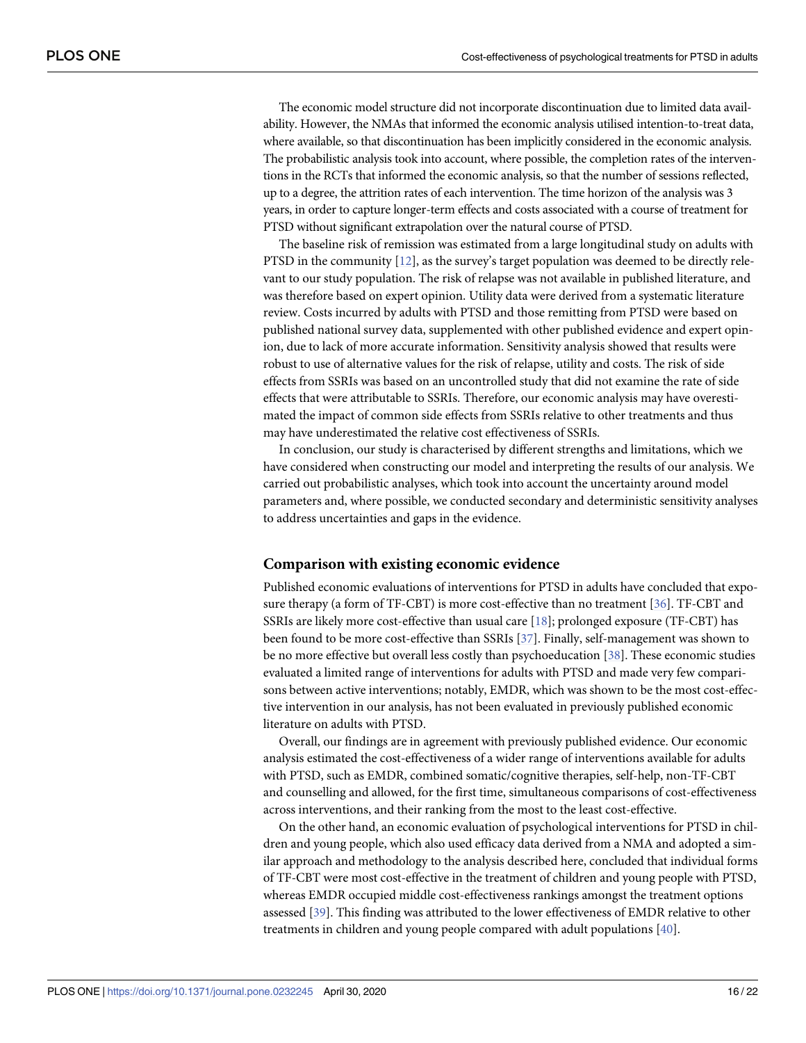The economic model structure did not incorporate discontinuation due to limited data availability. However, the NMAs that informed the economic analysis utilised intention-to-treat data, where available, so that discontinuation has been implicitly considered in the economic analysis. The probabilistic analysis took into account, where possible, the completion rates of the interventions in the RCTs that informed the economic analysis, so that the number of sessions reflected, up to a degree, the attrition rates of each intervention. The time horizon of the analysis was 3 years, in order to capture longer-term effects and costs associated with a course of treatment for PTSD without significant extrapolation over the natural course of PTSD.

The baseline risk of remission was estimated from a large longitudinal study on adults with PTSD in the community [12], as the survey's target population was deemed to be directly relevant to our study population. The risk of relapse was not available in published literature, and was therefore based on expert opinion. Utility data were derived from a systematic literature review. Costs incurred by adults with PTSD and those remitting from PTSD were based on published national survey data, supplemented with other published evidence and expert opinion, due to lack of more accurate information. Sensitivity analysis showed that results were robust to use of alternative values for the risk of relapse, utility and costs. The risk of side effects from SSRIs was based on an uncontrolled study that did not examine the rate of side effects that were attributable to SSRIs. Therefore, our economic analysis may have overestimated the impact of common side effects from SSRIs relative to other treatments and thus may have underestimated the relative cost effectiveness of SSRIs.

In conclusion, our study is characterised by different strengths and limitations, which we have considered when constructing our model and interpreting the results of our analysis. We carried out probabilistic analyses, which took into account the uncertainty around model parameters and, where possible, we conducted secondary and deterministic sensitivity analyses to address uncertainties and gaps in the evidence.

## Comparison with existing economic evidence

Published economic evaluations of interventions for PTSD in adults have concluded that exposure therapy (a form of TF-CBT) is more cost-effective than no treatment [36]. TF-CBT and SSRIs are likely more cost-effective than usual care [18]; prolonged exposure (TF-CBT) has been found to be more cost-effective than SSRIs [37]. Finally, self-management was shown to be no more effective but overall less costly than psychoeducation [38]. These economic studies evaluated a limited range of interventions for adults with PTSD and made very few comparisons between active interventions; notably, EMDR, which was shown to be the most cost-effective intervention in our analysis, has not been evaluated in previously published economic literature on adults with PTSD.

Overall, our findings are in agreement with previously published evidence. Our economic analysis estimated the cost-effectiveness of a wider range of interventions available for adults with PTSD, such as EMDR, combined somatic/cognitive therapies, self-help, non-TF-CBT and counselling and allowed, for the first time, simultaneous comparisons of cost-effectiveness across interventions, and their ranking from the most to the least cost-effective.

On the other hand, an economic evaluation of psychological interventions for PTSD in children and young people, which also used efficacy data derived from a NMA and adopted a similar approach and methodology to the analysis described here, concluded that individual forms of TF-CBT were most cost-effective in the treatment of children and young people with PTSD, whereas EMDR occupied middle cost-effectiveness rankings amongst the treatment options assessed [39]. This finding was attributed to the lower effectiveness of EMDR relative to other treatments in children and young people compared with adult populations [40].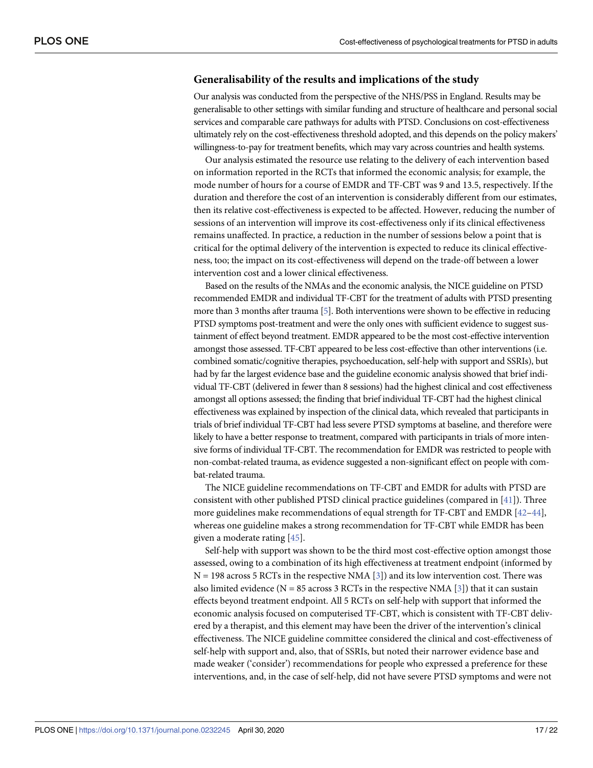### Generalisability of the results and implications of the study

Our analysis was conducted from the perspective of the NHS/PSS in England. Results may be generalisable to other settings with similar funding and structure of healthcare and personal social services and comparable care pathways for adults with PTSD. Conclusions on cost-effectiveness ultimately rely on the cost-effectiveness threshold adopted, and this depends on the policy makers' willingness-to-pay for treatment benefits, which may vary across countries and health systems.

Our analysis estimated the resource use relating to the delivery of each intervention based on information reported in the RCTs that informed the economic analysis; for example, the mode number of hours for a course of EMDR and TF-CBT was 9 and 13.5, respectively. If the duration and therefore the cost of an intervention is considerably different from our estimates, then its relative cost-effectiveness is expected to be affected. However, reducing the number of sessions of an intervention will improve its cost-effectiveness only if its clinical effectiveness remains unaffected. In practice, a reduction in the number of sessions below a point that is critical for the optimal delivery of the intervention is expected to reduce its clinical effectiveness, too; the impact on its cost-effectiveness will depend on the trade-off between a lower intervention cost and a lower clinical effectiveness.

Based on the results of the NMAs and the economic analysis, the NICE guideline on PTSD recommended EMDR and individual TF-CBT for the treatment of adults with PTSD presenting more than 3 months after trauma [5]. Both interventions were shown to be effective in reducing PTSD symptoms post-treatment and were the only ones with sufficient evidence to suggest sustainment of effect beyond treatment. EMDR appeared to be the most cost-effective intervention amongst those assessed. TF-CBT appeared to be less cost-effective than other interventions (i.e. combined somatic/cognitive therapies, psychoeducation, self-help with support and SSRIs), but had by far the largest evidence base and the guideline economic analysis showed that brief individual TF-CBT (delivered in fewer than 8 sessions) had the highest clinical and cost effectiveness amongst all options assessed; the finding that brief individual TF-CBT had the highest clinical effectiveness was explained by inspection of the clinical data, which revealed that participants in trials of brief individual TF-CBT had less severe PTSD symptoms at baseline, and therefore were likely to have a better response to treatment, compared with participants in trials of more intensive forms of individual TF-CBT. The recommendation for EMDR was restricted to people with non-combat-related trauma, as evidence suggested a non-significant effect on people with combat-related trauma.

The NICE guideline recommendations on TF-CBT and EMDR for adults with PTSD are consistent with other published PTSD clinical practice guidelines (compared in [41]). Three more guidelines make recommendations of equal strength for TF-CBT and EMDR [42–44], whereas one guideline makes a strong recommendation for TF-CBT while EMDR has been given a moderate rating [45].

Self-help with support was shown to be the third most cost-effective option amongst those assessed, owing to a combination of its high effectiveness at treatment endpoint (informed by N = 198 across 5 RCTs in the respective NMA [3]) and its low intervention cost. There was also limited evidence (N = 85 across 3 RCTs in the respective NMA [3]) that it can sustain effects beyond treatment endpoint. All 5 RCTs on self-help with support that informed the economic analysis focused on computerised TF-CBT, which is consistent with TF-CBT delivered by a therapist, and this element may have been the driver of the intervention's clinical effectiveness. The NICE guideline committee considered the clinical and cost-effectiveness of self-help with support and, also, that of SSRIs, but noted their narrower evidence base and made weaker ('consider') recommendations for people who expressed a preference for these interventions, and, in the case of self-help, did not have severe PTSD symptoms and were not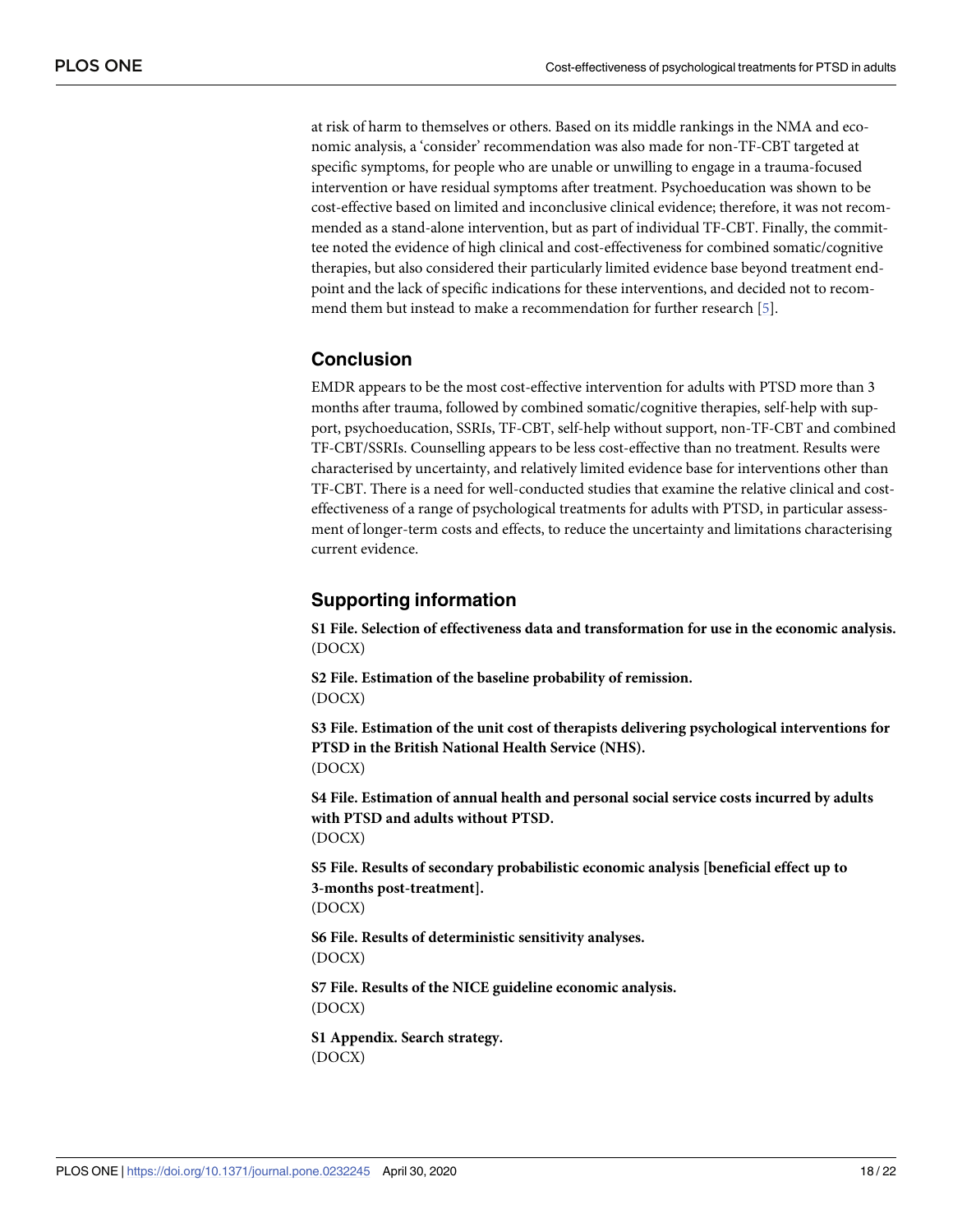at risk of harm to themselves or others. Based on its middle rankings in the NMA and economic analysis, a 'consider' recommendation was also made for non-TF-CBT targeted at specific symptoms, for people who are unable or unwilling to engage in a trauma-focused intervention or have residual symptoms after treatment. Psychoeducation was shown to be cost-effective based on limited and inconclusive clinical evidence; therefore, it was not recommended as a stand-alone intervention, but as part of individual TF-CBT. Finally, the committee noted the evidence of high clinical and cost-effectiveness for combined somatic/cognitive therapies, but also considered their particularly limited evidence base beyond treatment endpoint and the lack of specific indications for these interventions, and decided not to recommend them but instead to make a recommendation for further research [5].

## Conclusion

EMDR appears to be the most cost-effective intervention for adults with PTSD more than 3 months after trauma, followed by combined somatic/cognitive therapies, self-help with support, psychoeducation, SSRIs, TF-CBT, self-help without support, non-TF-CBT and combined TF-CBT/SSRIs. Counselling appears to be less cost-effective than no treatment. Results were characterised by uncertainty, and relatively limited evidence base for interventions other than TF-CBT. There is a need for well-conducted studies that examine the relative clinical and cost-effectiveness of a range of psychological treatments for adults with PTSD, in particular assessment of longer-term costs and effects, to reduce the uncertainty and limitations characterising current evidence.

## Supporting information

**S1 File. Selection of effectiveness data and transformation for use in the economic analysis.**
(DOCX)

**S2 File. Estimation of the baseline probability of remission.**
(DOCX)

**S3 File. Estimation of the unit cost of therapists delivering psychological interventions for PTSD in the British National Health Service (NHS).**
(DOCX)

**S4 File. Estimation of annual health and personal social service costs incurred by adults with PTSD and adults without PTSD.**
(DOCX)

**S5 File. Results of secondary probabilistic economic analysis [beneficial effect up to 3-months post-treatment].**
(DOCX)

**S6 File. Results of deterministic sensitivity analyses.**
(DOCX)

**S7 File. Results of the NICE guideline economic analysis.**
(DOCX)

**S1 Appendix. Search strategy.**
(DOCX)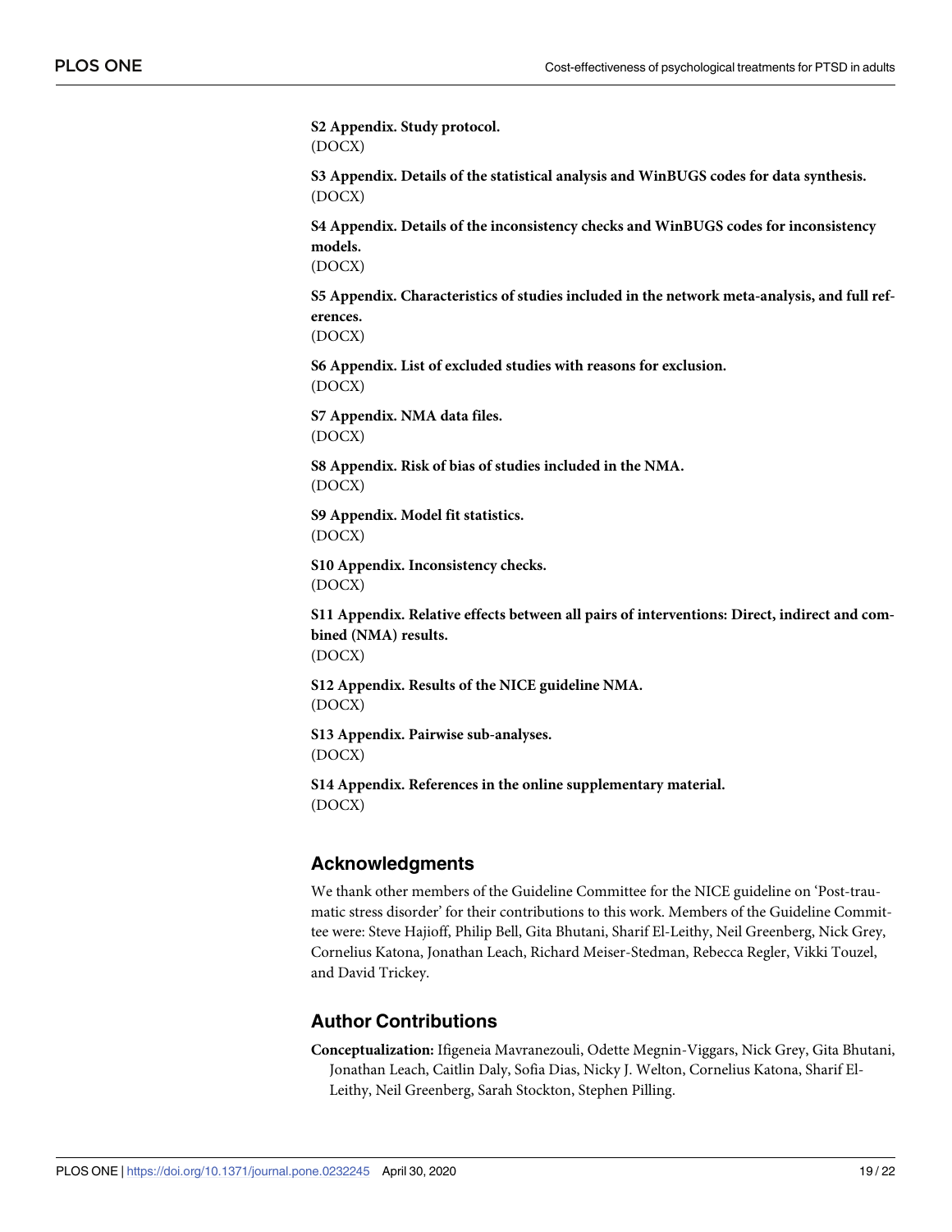**S2 Appendix. Study protocol.**
(DOCX)

**S3 Appendix. Details of the statistical analysis and WinBUGS codes for data synthesis.**
(DOCX)

**S4 Appendix. Details of the inconsistency checks and WinBUGS codes for inconsistency models.**
(DOCX)

**S5 Appendix. Characteristics of studies included in the network meta-analysis, and full references.**
(DOCX)

**S6 Appendix. List of excluded studies with reasons for exclusion.**
(DOCX)

**S7 Appendix. NMA data files.**
(DOCX)

**S8 Appendix. Risk of bias of studies included in the NMA.**
(DOCX)

**S9 Appendix. Model fit statistics.**
(DOCX)

**S10 Appendix. Inconsistency checks.**
(DOCX)

**S11 Appendix. Relative effects between all pairs of interventions: Direct, indirect and combined (NMA) results.**
(DOCX)

**S12 Appendix. Results of the NICE guideline NMA.**
(DOCX)

**S13 Appendix. Pairwise sub-analyses.**
(DOCX)

**S14 Appendix. References in the online supplementary material.**
(DOCX)

## Acknowledgments

We thank other members of the Guideline Committee for the NICE guideline on 'Post-traumatic stress disorder' for their contributions to this work. Members of the Guideline Committee were: Steve Hajioff, Philip Bell, Gita Bhutani, Sharif El-Leithy, Neil Greenberg, Nick Grey, Cornelius Katona, Jonathan Leach, Richard Meiser-Stedman, Rebecca Regler, Vikki Touzel, and David Trickey.

## Author Contributions

**Conceptualization:** Ifigeneia Mavranezouli, Odette Megnin-Viggars, Nick Grey, Gita Bhutani, Jonathan Leach, Caitlin Daly, Sofia Dias, Nicky J. Welton, Cornelius Katona, Sharif El-Leithy, Neil Greenberg, Sarah Stockton, Stephen Pilling.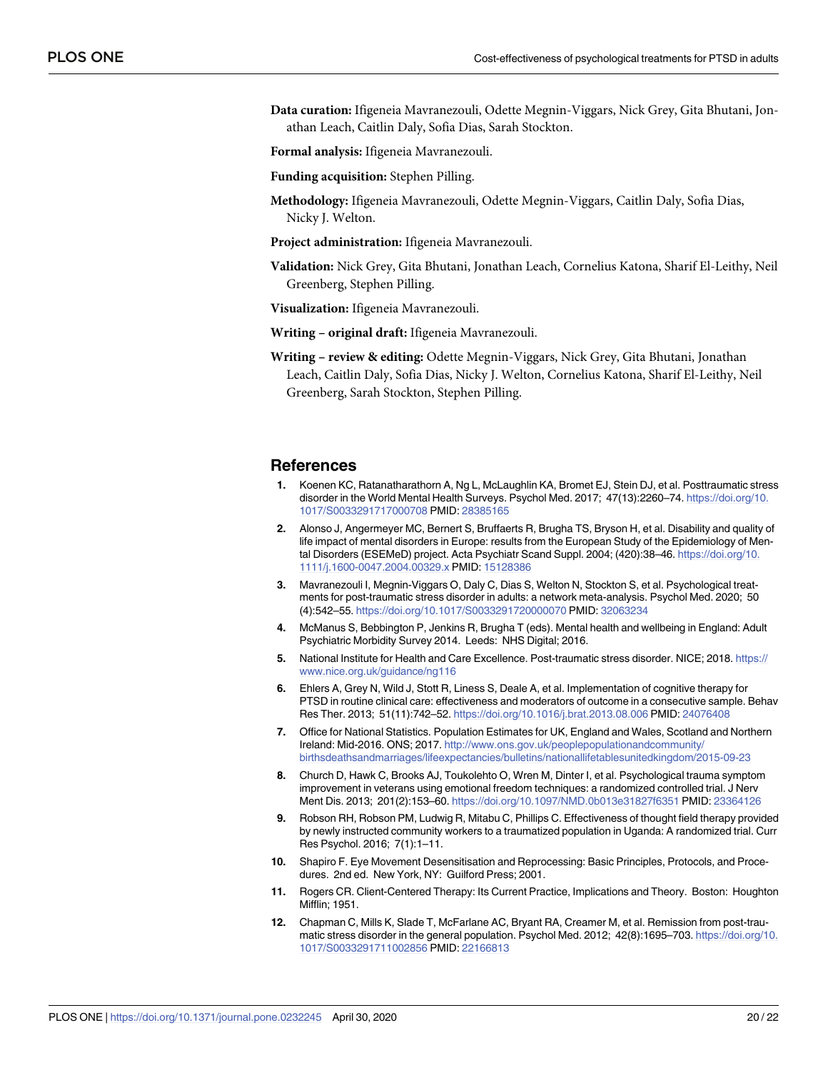**Data curation:** Ifigeneia Mavranezouli, Odette Megnin-Viggars, Nick Grey, Gita Bhutani, Jonathan Leach, Caitlin Daly, Sofia Dias, Sarah Stockton.

**Formal analysis:** Ifigeneia Mavranezouli.

**Funding acquisition:** Stephen Pilling.

**Methodology:** Ifigeneia Mavranezouli, Odette Megnin-Viggars, Caitlin Daly, Sofia Dias, Nicky J. Welton.

**Project administration:** Ifigeneia Mavranezouli.

**Validation:** Nick Grey, Gita Bhutani, Jonathan Leach, Cornelius Katona, Sharif El-Leithy, Neil Greenberg, Stephen Pilling.

**Visualization:** Ifigeneia Mavranezouli.

**Writing – original draft:** Ifigeneia Mavranezouli.

**Writing – review & editing:** Odette Megnin-Viggars, Nick Grey, Gita Bhutani, Jonathan Leach, Caitlin Daly, Sofia Dias, Nicky J. Welton, Cornelius Katona, Sharif El-Leithy, Neil Greenberg, Sarah Stockton, Stephen Pilling.

## References

1. Koenen KC, Ratanatharathorn A, Ng L, McLaughlin KA, Bromet EJ, Stein DJ, et al. Posttraumatic stress disorder in the World Mental Health Surveys. Psychol Med. 2017; 47(13):2260–74. https://doi.org/10.1017/S0033291717000708 PMID: 28385165
2. Alonso J, Angermeyer MC, Bernert S, Bruffaerts R, Brugha TS, Bryson H, et al. Disability and quality of life impact of mental disorders in Europe: results from the European Study of the Epidemiology of Mental Disorders (ESEMeD) project. Acta Psychiatr Scand Suppl. 2004; (420):38–46. https://doi.org/10.1111/j.1600-0047.2004.00329.x PMID: 15128386
3. Mavranezouli I, Megnin-Viggars O, Daly C, Dias S, Welton N, Stockton S, et al. Psychological treatments for post-traumatic stress disorder in adults: a network meta-analysis. Psychol Med. 2020; 50(4):542–55. https://doi.org/10.1017/S0033291720000070 PMID: 32063234
4. McManus S, Bebbington P, Jenkins R, Brugha T (eds). Mental health and wellbeing in England: Adult Psychiatric Morbidity Survey 2014. Leeds: NHS Digital; 2016.
5. National Institute for Health and Care Excellence. Post-traumatic stress disorder. NICE; 2018. https://www.nice.org.uk/guidance/ng116
6. Ehlers A, Grey N, Wild J, Stott R, Liness S, Deale A, et al. Implementation of cognitive therapy for PTSD in routine clinical care: effectiveness and moderators of outcome in a consecutive sample. Behav Res Ther. 2013; 51(11):742–52. https://doi.org/10.1016/j.brat.2013.08.006 PMID: 24076408
7. Office for National Statistics. Population Estimates for UK, England and Wales, Scotland and Northern Ireland: Mid-2016. ONS; 2017. http://www.ons.gov.uk/peoplepopulationandcommunity/birthsdeathsandmarriages/lifeexpectancies/bulletins/nationallifetablesunitedkingdom/2015-09-23
8. Church D, Hawk C, Brooks AJ, Toukolehto O, Wren M, Dinter I, et al. Psychological trauma symptom improvement in veterans using emotional freedom techniques: a randomized controlled trial. J Nerv Ment Dis. 2013; 201(2):153–60. https://doi.org/10.1097/NMD.0b013e31827f6351 PMID: 23364126
9. Robson RH, Robson PM, Ludwig R, Mitabu C, Phillips C. Effectiveness of thought field therapy provided by newly instructed community workers to a traumatized population in Uganda: A randomized trial. Curr Res Psychol. 2016; 7(1):1–11.
10. Shapiro F. Eye Movement Desensitisation and Reprocessing: Basic Principles, Protocols, and Procedures. 2nd ed. New York, NY: Guilford Press; 2001.
11. Rogers CR. Client-Centered Therapy: Its Current Practice, Implications and Theory. Boston: Houghton Mifflin; 1951.
12. Chapman C, Mills K, Slade T, McFarlane AC, Bryant RA, Creamer M, et al. Remission from post-traumatic stress disorder in the general population. Psychol Med. 2012; 42(8):1695–703. https://doi.org/10.1017/S0033291711002856 PMID: 22166813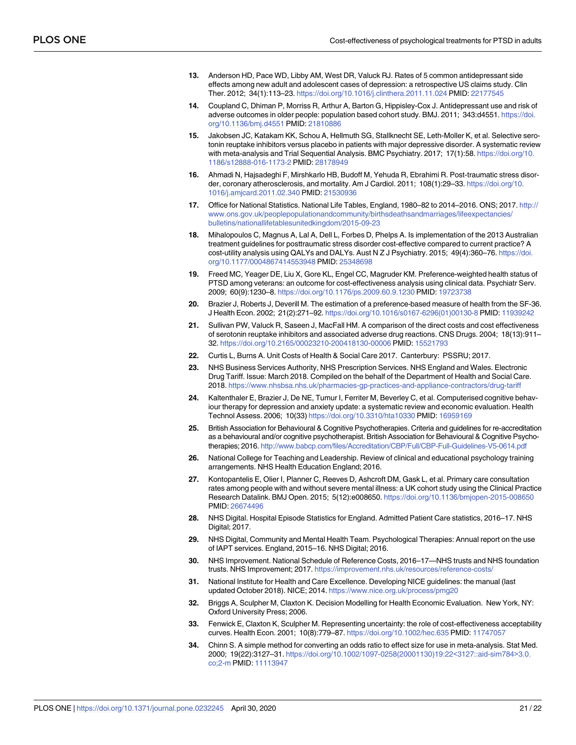13. Anderson HD, Pace WD, Libby AM, West DR, Valuck RJ. Rates of 5 common antidepressant side effects among new adult and adolescent cases of depression: a retrospective US claims study. Clin Ther. 2012; 34(1):113–23. https://doi.org/10.1016/j.clinthera.2011.11.024 PMID: 22177545

14. Coupland C, Dhiman P, Morriss R, Arthur A, Barton G, Hippisley-Cox J. Antidepressant use and risk of adverse outcomes in older people: population based cohort study. BMJ. 2011; 343:d4551. https://doi.org/10.1136/bmj.d4551 PMID: 21810886

15. Jakobsen JC, Katakam KK, Schou A, Hellmuth SG, Stallknecht SE, Leth-Moller K, et al. Selective serotonin reuptake inhibitors versus placebo in patients with major depressive disorder. A systematic review with meta-analysis and Trial Sequential Analysis. BMC Psychiatry. 2017; 17(1):58. https://doi.org/10.1186/s12888-016-1173-2 PMID: 28178949

16. Ahmadi N, Hajsadeghi F, Mirshkarlo HB, Budoff M, Yehuda R, Ebrahimi R. Post-traumatic stress disorder, coronary atherosclerosis, and mortality. Am J Cardiol. 2011; 108(1):29–33. https://doi.org/10.1016/j.amjcard.2011.02.340 PMID: 21530936

17. Office for National Statistics. National Life Tables, England, 1980–82 to 2014–2016. ONS; 2017. http://www.ons.gov.uk/peoplepopulationandcommunity/birthsdeathsandmarriages/lifeexpectancies/bulletins/nationallifetablesunitedkingdom/2015-09-23

18. Mihalopoulos C, Magnus A, Lal A, Dell L, Forbes D, Phelps A. Is implementation of the 2013 Australian treatment guidelines for posttraumatic stress disorder cost-effective compared to current practice? A cost-utility analysis using QALYs and DALYs. Aust N Z J Psychiatry. 2015; 49(4):360–76. https://doi.org/10.1177/0004867414553948 PMID: 25348698

19. Freed MC, Yeager DE, Liu X, Gore KL, Engel CC, Magruder KM. Preference-weighted health status of PTSD among veterans: an outcome for cost-effectiveness analysis using clinical data. Psychiatr Serv. 2009; 60(9):1230–8. https://doi.org/10.1176/ps.2009.60.9.1230 PMID: 19723738

20. Brazier J, Roberts J, Deverill M. The estimation of a preference-based measure of health from the SF-36. J Health Econ. 2002; 21(2):271–92. https://doi.org/10.1016/s0167-6296(01)00130-8 PMID: 11939242

21. Sullivan PW, Valuck R, Saseen J, MacFall HM. A comparison of the direct costs and cost effectiveness of serotonin reuptake inhibitors and associated adverse drug reactions. CNS Drugs. 2004; 18(13):911–32. https://doi.org/10.2165/00023210-200418130-00006 PMID: 15521793

22. Curtis L, Burns A. Unit Costs of Health & Social Care 2017. Canterbury: PSSRU; 2017.

23. NHS Business Services Authority, NHS Prescription Services. NHS England and Wales. Electronic Drug Tariff. Issue: March 2018. Compiled on the behalf of the Department of Health and Social Care. 2018. https://www.nhsbsa.nhs.uk/pharmacies-gp-practices-and-appliance-contractors/drug-tariff

24. Kaltenthaler E, Brazier J, De NE, Tumur I, Ferriter M, Beverley C, et al. Computerised cognitive behaviour therapy for depression and anxiety update: a systematic review and economic evaluation. Health Technol Assess. 2006; 10(33) https://doi.org/10.3310/hta10330 PMID: 16959169

25. British Association for Behavioural & Cognitive Psychotherapies. Criteria and guidelines for re-accreditation as a behavioural and/or cognitive psychotherapist. British Association for Behavioural & Cognitive Psychotherapies; 2016. http://www.babcp.com/files/Accreditation/CBP/Full/CBP-Full-Guidelines-V5-0614.pdf

26. National College for Teaching and Leadership. Review of clinical and educational psychology training arrangements. NHS Health Education England; 2016.

27. Kontopantelis E, Olier I, Planner C, Reeves D, Ashcroft DM, Gask L, et al. Primary care consultation rates among people with and without severe mental illness: a UK cohort study using the Clinical Practice Research Datalink. BMJ Open. 2015; 5(12):e008650. https://doi.org/10.1136/bmjopen-2015-008650 PMID: 26674496

28. NHS Digital. Hospital Episode Statistics for England. Admitted Patient Care statistics, 2016–17. NHS Digital; 2017.

29. NHS Digital, Community and Mental Health Team. Psychological Therapies: Annual report on the use of IAPT services. England, 2015–16. NHS Digital; 2016.

30. NHS Improvement. National Schedule of Reference Costs, 2016–17—NHS trusts and NHS foundation trusts. NHS Improvement; 2017. https://improvement.nhs.uk/resources/reference-costs/

31. National Institute for Health and Care Excellence. Developing NICE guidelines: the manual (last updated October 2018). NICE; 2014. https://www.nice.org.uk/process/pmg20

32. Briggs A, Sculpher M, Claxton K. Decision Modelling for Health Economic Evaluation. New York, NY: Oxford University Press; 2006.

33. Fenwick E, Claxton K, Sculpher M. Representing uncertainty: the role of cost-effectiveness acceptability curves. Health Econ. 2001; 10(8):779–87. https://doi.org/10.1002/hec.635 PMID: 11747057

34. Chinn S. A simple method for converting an odds ratio to effect size for use in meta-analysis. Stat Med. 2000; 19(22):3127–31. https://doi.org/10.1002/1097-0258(20001130)19:22<3127::aid-sim784>3.0.co;2-m PMID: 11113947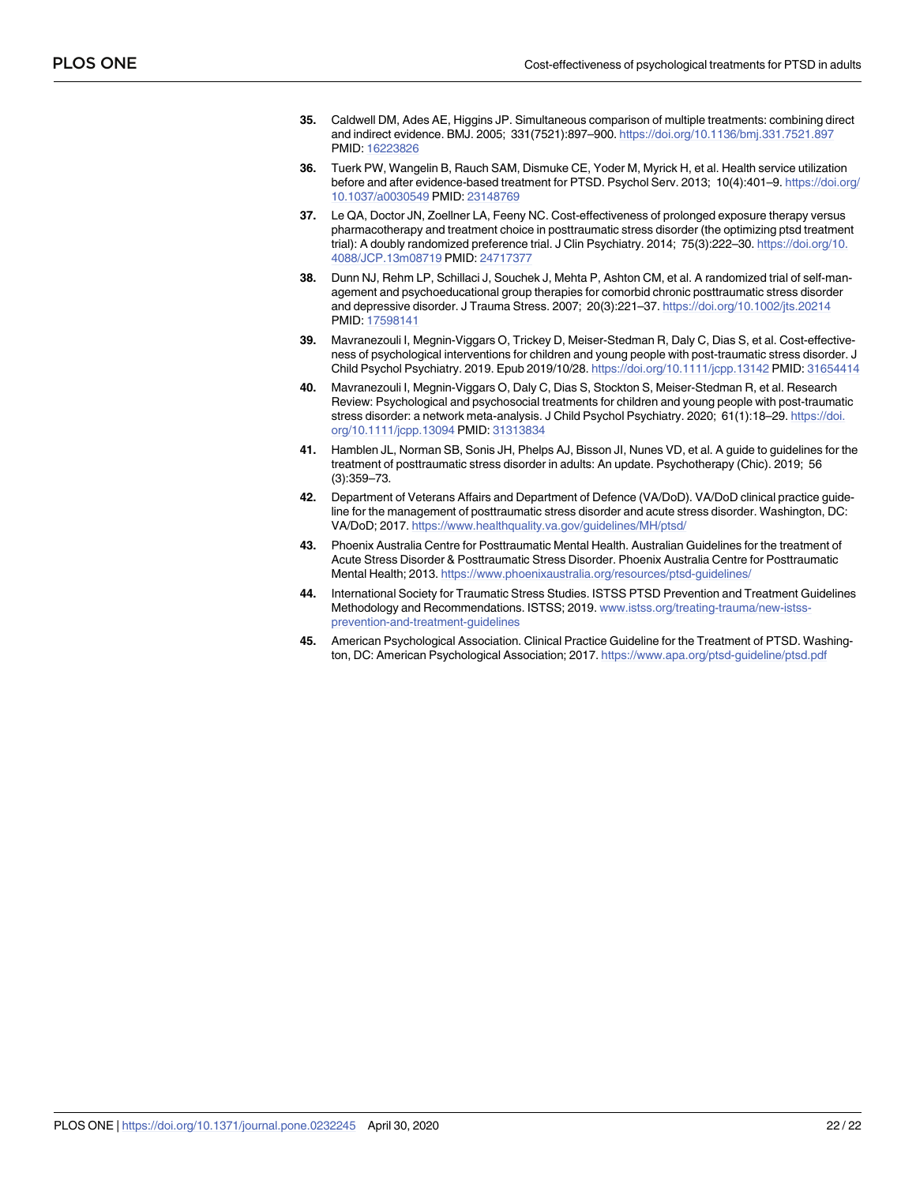35. Caldwell DM, Ades AE, Higgins JP. Simultaneous comparison of multiple treatments: combining direct and indirect evidence. BMJ. 2005; 331(7521):897–900. https://doi.org/10.1136/bmj.331.7521.897 PMID: 16223826

36. Tuerk PW, Wangelin B, Rauch SAM, Dismuke CE, Yoder M, Myrick H, et al. Health service utilization before and after evidence-based treatment for PTSD. Psychol Serv. 2013; 10(4):401–9. https://doi.org/10.1037/a0030549 PMID: 23148769

37. Le QA, Doctor JN, Zoellner LA, Feeny NC. Cost-effectiveness of prolonged exposure therapy versus pharmacotherapy and treatment choice in posttraumatic stress disorder (the optimizing ptsd treatment trial): A doubly randomized preference trial. J Clin Psychiatry. 2014; 75(3):222–30. https://doi.org/10.4088/JCP.13m08719 PMID: 24717377

38. Dunn NJ, Rehm LP, Schillaci J, Souchek J, Mehta P, Ashton CM, et al. A randomized trial of self-management and psychoeducational group therapies for comorbid chronic posttraumatic stress disorder and depressive disorder. J Trauma Stress. 2007; 20(3):221–37. https://doi.org/10.1002/jts.20214 PMID: 17598141

39. Mavranezouli I, Megnin-Viggars O, Trickey D, Meiser-Stedman R, Daly C, Dias S, et al. Cost-effectiveness of psychological interventions for children and young people with post-traumatic stress disorder. J Child Psychol Psychiatry. 2019. Epub 2019/10/28. https://doi.org/10.1111/jcpp.13142 PMID: 31654414

40. Mavranezouli I, Megnin-Viggars O, Daly C, Dias S, Stockton S, Meiser-Stedman R, et al. Research Review: Psychological and psychosocial treatments for children and young people with post-traumatic stress disorder: a network meta-analysis. J Child Psychol Psychiatry. 2020; 61(1):18–29. https://doi.org/10.1111/jcpp.13094 PMID: 31313834

41. Hamblen JL, Norman SB, Sonis JH, Phelps AJ, Bisson JI, Nunes VD, et al. A guide to guidelines for the treatment of posttraumatic stress disorder in adults: An update. Psychotherapy (Chic). 2019; 56 (3):359–73.

42. Department of Veterans Affairs and Department of Defence (VA/DoD). VA/DoD clinical practice guideline for the management of posttraumatic stress disorder and acute stress disorder. Washington, DC: VA/DoD; 2017. https://www.healthquality.va.gov/guidelines/MH/ptsd/

43. Phoenix Australia Centre for Posttraumatic Mental Health. Australian Guidelines for the treatment of Acute Stress Disorder & Posttraumatic Stress Disorder. Phoenix Australia Centre for Posttraumatic Mental Health; 2013. https://www.phoenixaustralia.org/resources/ptsd-guidelines/

44. International Society for Traumatic Stress Studies. ISTSS PTSD Prevention and Treatment Guidelines Methodology and Recommendations. ISTSS; 2019. www.istss.org/treating-trauma/new-istss-prevention-and-treatment-guidelines

45. American Psychological Association. Clinical Practice Guideline for the Treatment of PTSD. Washington, DC: American Psychological Association; 2017. https://www.apa.org/ptsd-guideline/ptsd.pdf